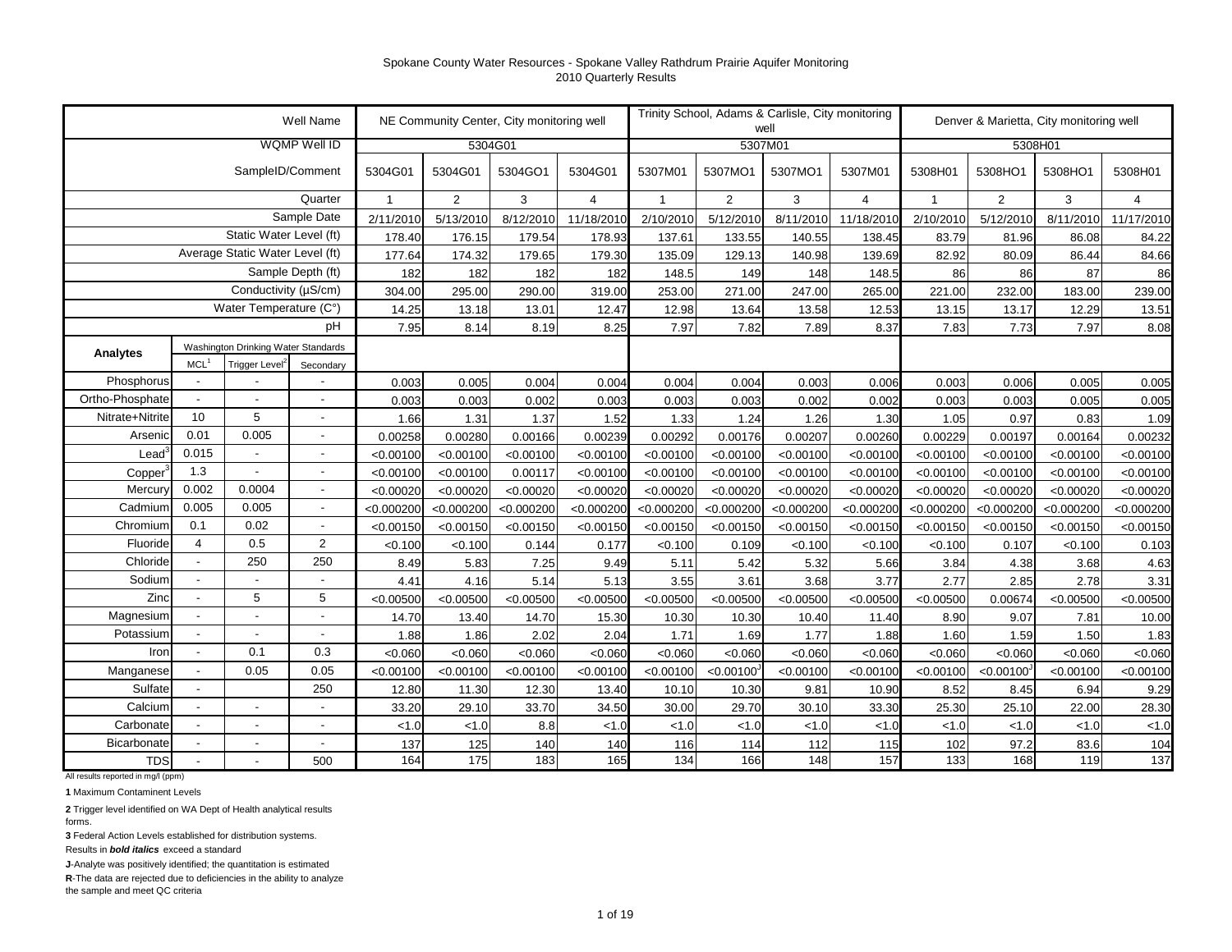Spokane County Water Resources - Spokane Valley Rathdrum Prairie Aquifer Monitoring
2010 Quarterly Results

| | | | Well Name | NE Community Center, City monitoring well | | | | Trinity School, Adams & Carlisle, City monitoring well | | | | Denver & Marietta, City monitoring well | | | |
|---|---|---|---|---|---|---|---|---|---|---|---|---|---|---|---|
| | | | WQMP Well ID | 5304G01 | | | | 5307M01 | | | | 5308H01 | | | |
| | | | SampleID/Comment | 5304G01 | 5304G01 | 5304GO1 | 5304G01 | 5307M01 | 5307MO1 | 5307MO1 | 5307M01 | 5308H01 | 5308HO1 | 5308HO1 | 5308H01 |
| | | | Quarter | 1 | 2 | 3 | 4 | 1 | 2 | 3 | 4 | 1 | 2 | 3 | 4 |
| | | | Sample Date | 2/11/2010 | 5/13/2010 | 8/12/2010 | 11/18/2010 | 2/10/2010 | 5/12/2010 | 8/11/2010 | 11/18/2010 | 2/10/2010 | 5/12/2010 | 8/11/2010 | 11/17/2010 |
| | | | Static Water Level (ft) | 178.40 | 176.15 | 179.54 | 178.93 | 137.61 | 133.55 | 140.55 | 138.45 | 83.79 | 81.96 | 86.08 | 84.22 |
| | | | Average Static Water Level (ft) | 177.64 | 174.32 | 179.65 | 179.30 | 135.09 | 129.13 | 140.98 | 139.69 | 82.92 | 80.09 | 86.44 | 84.66 |
| | | | Sample Depth (ft) | 182 | 182 | 182 | 182 | 148.5 | 149 | 148 | 148.5 | 86 | 86 | 87 | 86 |
| | | | Conductivity (µS/cm) | 304.00 | 295.00 | 290.00 | 319.00 | 253.00 | 271.00 | 247.00 | 265.00 | 221.00 | 232.00 | 183.00 | 239.00 |
| | | | Water Temperature (C°) | 14.25 | 13.18 | 13.01 | 12.47 | 12.98 | 13.64 | 13.58 | 12.53 | 13.15 | 13.17 | 12.29 | 13.51 |
| | | | pH | 7.95 | 8.14 | 8.19 | 8.25 | 7.97 | 7.82 | 7.89 | 8.37 | 7.83 | 7.73 | 7.97 | 8.08 |
| Analytes | Washington Drinking Water Standards | | | | | | | | | | | | | | |
| | MCL[1] | Trigger Level[2] | Secondary | | | | | | | | | | | | |
| Phosphorus | - | - | - | 0.003 | 0.005 | 0.004 | 0.004 | 0.004 | 0.004 | 0.003 | 0.006 | 0.003 | 0.006 | 0.005 | 0.005 |
| Ortho-Phosphate | - | - | - | 0.003 | 0.003 | 0.002 | 0.003 | 0.003 | 0.003 | 0.002 | 0.002 | 0.003 | 0.003 | 0.005 | 0.005 |
| Nitrate+Nitrite | 10 | 5 | - | 1.66 | 1.31 | 1.37 | 1.52 | 1.33 | 1.24 | 1.26 | 1.30 | 1.05 | 0.97 | 0.83 | 1.09 |
| Arsenic | 0.01 | 0.005 | - | 0.00258 | 0.00280 | 0.00166 | 0.00239 | 0.00292 | 0.00176 | 0.00207 | 0.00260 | 0.00229 | 0.00197 | 0.00164 | 0.00232 |
| Lead[3] | 0.015 | - | - | <0.00100 | <0.00100 | <0.00100 | <0.00100 | <0.00100 | <0.00100 | <0.00100 | <0.00100 | <0.00100 | <0.00100 | <0.00100 | <0.00100 |
| Copper[3] | 1.3 | - | - | <0.00100 | <0.00100 | 0.00117 | <0.00100 | <0.00100 | <0.00100 | <0.00100 | <0.00100 | <0.00100 | <0.00100 | <0.00100 | <0.00100 |
| Mercury | 0.002 | 0.0004 | - | <0.00020 | <0.00020 | <0.00020 | <0.00020 | <0.00020 | <0.00020 | <0.00020 | <0.00020 | <0.00020 | <0.00020 | <0.00020 | <0.00020 |
| Cadmium | 0.005 | 0.005 | - | <0.000200 | <0.000200 | <0.000200 | <0.000200 | <0.000200 | <0.000200 | <0.000200 | <0.000200 | <0.000200 | <0.000200 | <0.000200 | <0.000200 |
| Chromium | 0.1 | 0.02 | - | <0.00150 | <0.00150 | <0.00150 | <0.00150 | <0.00150 | <0.00150 | <0.00150 | <0.00150 | <0.00150 | <0.00150 | <0.00150 | <0.00150 |
| Fluoride | 4 | 0.5 | 2 | <0.100 | <0.100 | 0.144 | 0.177 | <0.100 | 0.109 | <0.100 | <0.100 | <0.100 | 0.107 | <0.100 | 0.103 |
| Chloride | - | 250 | 250 | 8.49 | 5.83 | 7.25 | 9.49 | 5.11 | 5.42 | 5.32 | 5.66 | 3.84 | 4.38 | 3.68 | 4.63 |
| Sodium | - | - | - | 4.41 | 4.16 | 5.14 | 5.13 | 3.55 | 3.61 | 3.68 | 3.77 | 2.77 | 2.85 | 2.78 | 3.31 |
| Zinc | - | 5 | 5 | <0.00500 | <0.00500 | <0.00500 | <0.00500 | <0.00500 | <0.00500 | <0.00500 | <0.00500 | <0.00500 | 0.00674 | <0.00500 | <0.00500 |
| Magnesium | - | - | - | 14.70 | 13.40 | 14.70 | 15.30 | 10.30 | 10.30 | 10.40 | 11.40 | 8.90 | 9.07 | 7.81 | 10.00 |
| Potassium | - | - | - | 1.88 | 1.86 | 2.02 | 2.04 | 1.71 | 1.69 | 1.77 | 1.88 | 1.60 | 1.59 | 1.50 | 1.83 |
| Iron | - | 0.1 | 0.3 | <0.060 | <0.060 | <0.060 | <0.060 | <0.060 | <0.060 | <0.060 | <0.060 | <0.060 | <0.060 | <0.060 | <0.060 |
| Manganese | - | 0.05 | 0.05 | <0.00100 | <0.00100 | <0.00100 | <0.00100 | <0.00100 | <0.00100[3] | <0.00100 | <0.00100 | <0.00100 | <0.00100[3] | <0.00100 | <0.00100 |
| Sulfate | - | | 250 | 12.80 | 11.30 | 12.30 | 13.40 | 10.10 | 10.30 | 9.81 | 10.90 | 8.52 | 8.45 | 6.94 | 9.29 |
| Calcium | - | - | - | 33.20 | 29.10 | 33.70 | 34.50 | 30.00 | 29.70 | 30.10 | 33.30 | 25.30 | 25.10 | 22.00 | 28.30 |
| Carbonate | - | - | - | <1.0 | <1.0 | 8.8 | <1.0 | <1.0 | <1.0 | <1.0 | <1.0 | <1.0 | <1.0 | <1.0 | <1.0 |
| Bicarbonate | - | - | - | 137 | 125 | 140 | 140 | 116 | 114 | 112 | 115 | 102 | 97.2 | 83.6 | 104 |
| TDS | - | - | 500 | 164 | 175 | 183 | 165 | 134 | 166 | 148 | 157 | 133 | 168 | 119 | 137 |

All results reported in mg/l (ppm)

**1** Maximum Contaminent Levels

**2** Trigger level identified on WA Dept of Health analytical results forms.

**3** Federal Action Levels established for distribution systems.

Results in ***bold italics*** exceed a standard

**J**-Analyte was positively identified; the quantitation is estimated

**R**-The data are rejected due to deficiencies in the ability to analyze the sample and meet QC criteria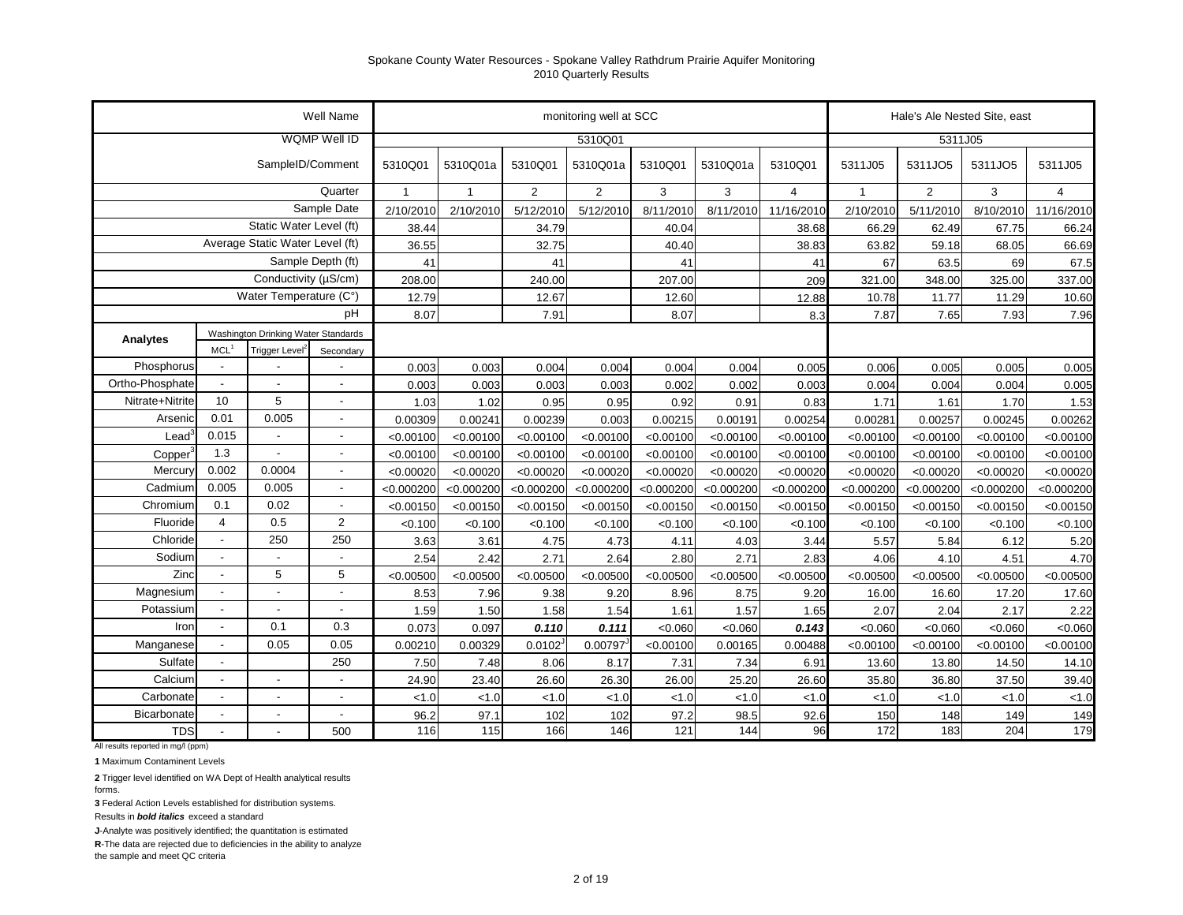Spokane County Water Resources - Spokane Valley Rathdrum Prairie Aquifer Monitoring
2010 Quarterly Results

| | | | Well Name | monitoring well at SCC | | | | | | | Hale's Ale Nested Site, east | | | |
|---|---|---|---|---|---|---|---|---|---|---|---|---|---|---|
| | | | WQMP Well ID | 5310Q01 | | | | | | | 5311J05 | | | |
| | | | SampleID/Comment | 5310Q01 | 5310Q01a | 5310Q01 | 5310Q01a | 5310Q01 | 5310Q01a | 5310Q01 | 5311J05 | 5311JO5 | 5311JO5 | 5311J05 |
| | | | Quarter | 1 | 1 | 2 | 2 | 3 | 3 | 4 | 1 | 2 | 3 | 4 |
| | | | Sample Date | 2/10/2010 | 2/10/2010 | 5/12/2010 | 5/12/2010 | 8/11/2010 | 8/11/2010 | 11/16/2010 | 2/10/2010 | 5/11/2010 | 8/10/2010 | 11/16/2010 |
| | | | Static Water Level (ft) | 38.44 | | 34.79 | | 40.04 | | 38.68 | 66.29 | 62.49 | 67.75 | 66.24 |
| | | | Average Static Water Level (ft) | 36.55 | | 32.75 | | 40.40 | | 38.83 | 63.82 | 59.18 | 68.05 | 66.69 |
| | | | Sample Depth (ft) | 41 | | 41 | | 41 | | 41 | 67 | 63.5 | 69 | 67.5 |
| | | | Conductivity (µS/cm) | 208.00 | | 240.00 | | 207.00 | | 209 | 321.00 | 348.00 | 325.00 | 337.00 |
| | | | Water Temperature (C°) | 12.79 | | 12.67 | | 12.60 | | 12.88 | 10.78 | 11.77 | 11.29 | 10.60 |
| | | | pH | 8.07 | | 7.91 | | 8.07 | | 8.3 | 7.87 | 7.65 | 7.93 | 7.96 |
| **Analytes** | Washington Drinking Water Standards: MCL[1] | Trigger Level[2] | Secondary | | | | | | | | | | | |
| Phosphorus | - | - | - | 0.003 | 0.003 | 0.004 | 0.004 | 0.004 | 0.004 | 0.005 | 0.006 | 0.005 | 0.005 | 0.005 |
| Ortho-Phosphate | - | - | - | 0.003 | 0.003 | 0.003 | 0.003 | 0.002 | 0.002 | 0.003 | 0.004 | 0.004 | 0.004 | 0.005 |
| Nitrate+Nitrite | 10 | 5 | - | 1.03 | 1.02 | 0.95 | 0.95 | 0.92 | 0.91 | 0.83 | 1.71 | 1.61 | 1.70 | 1.53 |
| Arsenic | 0.01 | 0.005 | - | 0.00309 | 0.00241 | 0.00239 | 0.003 | 0.00215 | 0.00191 | 0.00254 | 0.00281 | 0.00257 | 0.00245 | 0.00262 |
| Lead[3] | 0.015 | - | - | <0.00100 | <0.00100 | <0.00100 | <0.00100 | <0.00100 | <0.00100 | <0.00100 | <0.00100 | <0.00100 | <0.00100 | <0.00100 |
| Copper[3] | 1.3 | - | - | <0.00100 | <0.00100 | <0.00100 | <0.00100 | <0.00100 | <0.00100 | <0.00100 | <0.00100 | <0.00100 | <0.00100 | <0.00100 |
| Mercury | 0.002 | 0.0004 | - | <0.00020 | <0.00020 | <0.00020 | <0.00020 | <0.00020 | <0.00020 | <0.00020 | <0.00020 | <0.00020 | <0.00020 | <0.00020 |
| Cadmium | 0.005 | 0.005 | - | <0.000200 | <0.000200 | <0.000200 | <0.000200 | <0.000200 | <0.000200 | <0.000200 | <0.000200 | <0.000200 | <0.000200 | <0.000200 |
| Chromium | 0.1 | 0.02 | - | <0.00150 | <0.00150 | <0.00150 | <0.00150 | <0.00150 | <0.00150 | <0.00150 | <0.00150 | <0.00150 | <0.00150 | <0.00150 |
| Fluoride | 4 | 0.5 | 2 | <0.100 | <0.100 | <0.100 | <0.100 | <0.100 | <0.100 | <0.100 | <0.100 | <0.100 | <0.100 | <0.100 |
| Chloride | - | 250 | 250 | 3.63 | 3.61 | 4.75 | 4.73 | 4.11 | 4.03 | 3.44 | 5.57 | 5.84 | 6.12 | 5.20 |
| Sodium | - | - | - | 2.54 | 2.42 | 2.71 | 2.64 | 2.80 | 2.71 | 2.83 | 4.06 | 4.10 | 4.51 | 4.70 |
| Zinc | - | 5 | 5 | <0.00500 | <0.00500 | <0.00500 | <0.00500 | <0.00500 | <0.00500 | <0.00500 | <0.00500 | <0.00500 | <0.00500 | <0.00500 |
| Magnesium | - | - | - | 8.53 | 7.96 | 9.38 | 9.20 | 8.96 | 8.75 | 9.20 | 16.00 | 16.60 | 17.20 | 17.60 |
| Potassium | - | - | - | 1.59 | 1.50 | 1.58 | 1.54 | 1.61 | 1.57 | 1.65 | 2.07 | 2.04 | 2.17 | 2.22 |
| Iron | - | 0.1 | 0.3 | 0.073 | 0.097 | ***0.110*** | ***0.111*** | <0.060 | <0.060 | ***0.143*** | <0.060 | <0.060 | <0.060 | <0.060 |
| Manganese | - | 0.05 | 0.05 | 0.00210 | 0.00329 | 0.0102[J] | 0.00797[J] | <0.00100 | 0.00165 | 0.00488 | <0.00100 | <0.00100 | <0.00100 | <0.00100 |
| Sulfate | - | | 250 | 7.50 | 7.48 | 8.06 | 8.17 | 7.31 | 7.34 | 6.91 | 13.60 | 13.80 | 14.50 | 14.10 |
| Calcium | - | - | - | 24.90 | 23.40 | 26.60 | 26.30 | 26.00 | 25.20 | 26.60 | 35.80 | 36.80 | 37.50 | 39.40 |
| Carbonate | - | - | - | <1.0 | <1.0 | <1.0 | <1.0 | <1.0 | <1.0 | <1.0 | <1.0 | <1.0 | <1.0 | <1.0 |
| Bicarbonate | - | - | - | 96.2 | 97.1 | 102 | 102 | 97.2 | 98.5 | 92.6 | 150 | 148 | 149 | 149 |
| TDS | - | - | 500 | 116 | 115 | 166 | 146 | 121 | 144 | 96 | 172 | 183 | 204 | 179 |

All results reported in mg/l (ppm)

**1** Maximum Contaminent Levels

**2** Trigger level identified on WA Dept of Health analytical results forms.

**3** Federal Action Levels established for distribution systems.

Results in ***bold italics*** exceed a standard

**J**-Analyte was positively identified; the quantitation is estimated

**R**-The data are rejected due to deficiencies in the ability to analyze the sample and meet QC criteria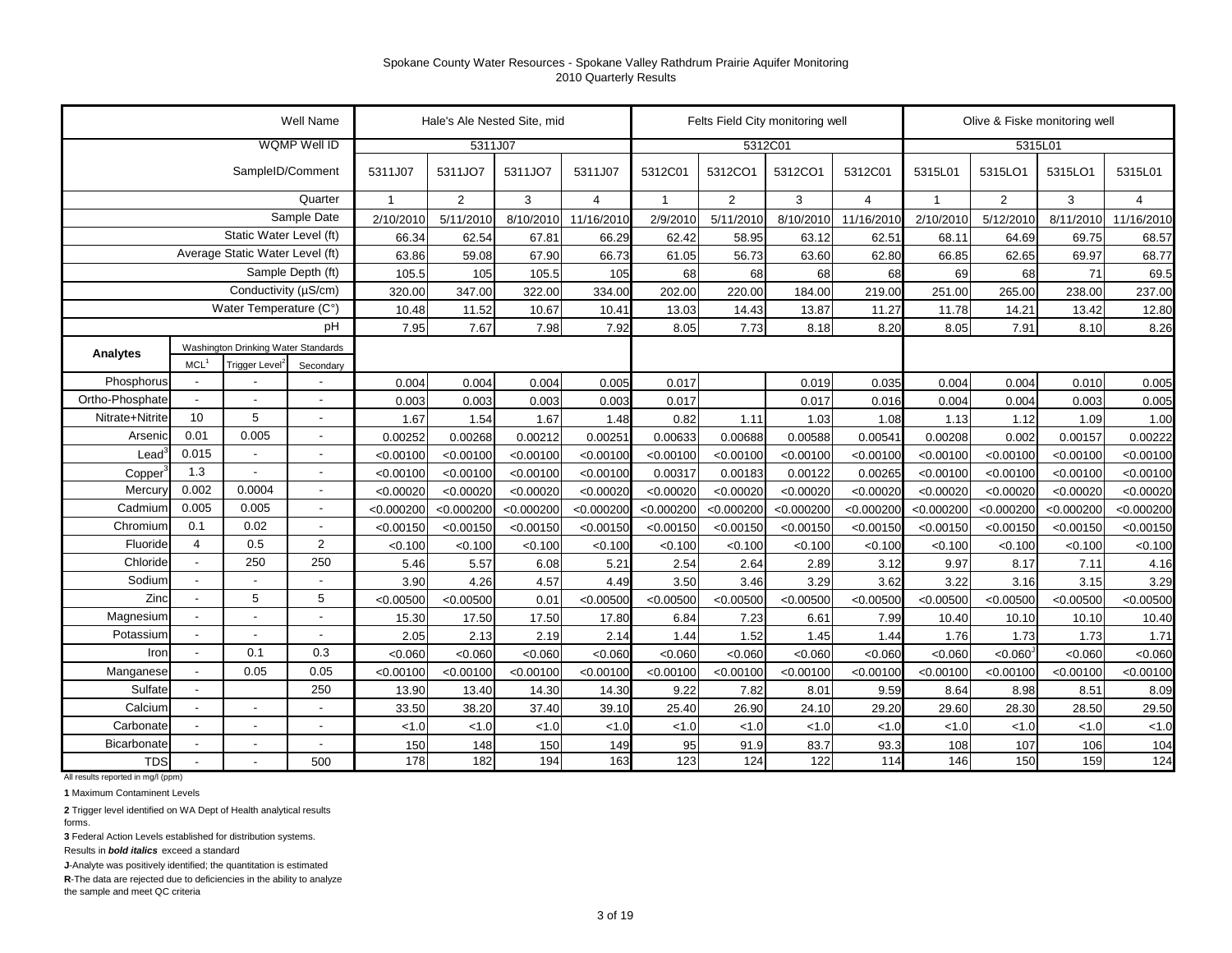Spokane County Water Resources - Spokane Valley Rathdrum Prairie Aquifer Monitoring
2010 Quarterly Results

| | | | Well Name | Hale's Ale Nested Site, mid | | | | Felts Field City monitoring well | | | | Olive & Fiske monitoring well | | | |
|---|---|---|---|---|---|---|---|---|---|---|---|---|---|---|---|
| | | | WQMP Well ID | 5311J07 | | | | 5312C01 | | | | 5315L01 | | | |
| | | | SampleID/Comment | 5311J07 | 5311JO7 | 5311JO7 | 5311J07 | 5312C01 | 5312CO1 | 5312CO1 | 5312C01 | 5315L01 | 5315LO1 | 5315LO1 | 5315L01 |
| | | | Quarter | 1 | 2 | 3 | 4 | 1 | 2 | 3 | 4 | 1 | 2 | 3 | 4 |
| | | | Sample Date | 2/10/2010 | 5/11/2010 | 8/10/2010 | 11/16/2010 | 2/9/2010 | 5/11/2010 | 8/10/2010 | 11/16/2010 | 2/10/2010 | 5/12/2010 | 8/11/2010 | 11/16/2010 |
| | | | Static Water Level (ft) | 66.34 | 62.54 | 67.81 | 66.29 | 62.42 | 58.95 | 63.12 | 62.51 | 68.11 | 64.69 | 69.75 | 68.57 |
| | | | Average Static Water Level (ft) | 63.86 | 59.08 | 67.90 | 66.73 | 61.05 | 56.73 | 63.60 | 62.80 | 66.85 | 62.65 | 69.97 | 68.77 |
| | | | Sample Depth (ft) | 105.5 | 105 | 105.5 | 105 | 68 | 68 | 68 | 68 | 69 | 68 | 71 | 69.5 |
| | | | Conductivity (µS/cm) | 320.00 | 347.00 | 322.00 | 334.00 | 202.00 | 220.00 | 184.00 | 219.00 | 251.00 | 265.00 | 238.00 | 237.00 |
| | | | Water Temperature (C°) | 10.48 | 11.52 | 10.67 | 10.41 | 13.03 | 14.43 | 13.87 | 11.27 | 11.78 | 14.21 | 13.42 | 12.80 |
| | | | pH | 7.95 | 7.67 | 7.98 | 7.92 | 8.05 | 7.73 | 8.18 | 8.20 | 8.05 | 7.91 | 8.10 | 8.26 |
| **Analytes** | Washington Drinking Water Standards | | | | | | | | | | | | | | |
| | MCL[1] | Trigger Level[2] | Secondary | | | | | | | | | | | | |
| Phosphorus | - | - | - | 0.004 | 0.004 | 0.004 | 0.005 | 0.017 | | 0.019 | 0.035 | 0.004 | 0.004 | 0.010 | 0.005 |
| Ortho-Phosphate | - | - | - | 0.003 | 0.003 | 0.003 | 0.003 | 0.017 | | 0.017 | 0.016 | 0.004 | 0.004 | 0.003 | 0.005 |
| Nitrate+Nitrite | 10 | 5 | - | 1.67 | 1.54 | 1.67 | 1.48 | 0.82 | 1.11 | 1.03 | 1.08 | 1.13 | 1.12 | 1.09 | 1.00 |
| Arsenic | 0.01 | 0.005 | - | 0.00252 | 0.00268 | 0.00212 | 0.00251 | 0.00633 | 0.00688 | 0.00588 | 0.00541 | 0.00208 | 0.002 | 0.00157 | 0.00222 |
| Lead[3] | 0.015 | - | - | <0.00100 | <0.00100 | <0.00100 | <0.00100 | <0.00100 | <0.00100 | <0.00100 | <0.00100 | <0.00100 | <0.00100 | <0.00100 | <0.00100 |
| Copper[3] | 1.3 | - | - | <0.00100 | <0.00100 | <0.00100 | <0.00100 | 0.00317 | 0.00183 | 0.00122 | 0.00265 | <0.00100 | <0.00100 | <0.00100 | <0.00100 |
| Mercury | 0.002 | 0.0004 | - | <0.00020 | <0.00020 | <0.00020 | <0.00020 | <0.00020 | <0.00020 | <0.00020 | <0.00020 | <0.00020 | <0.00020 | <0.00020 | <0.00020 |
| Cadmium | 0.005 | 0.005 | - | <0.000200 | <0.000200 | <0.000200 | <0.000200 | <0.000200 | <0.000200 | <0.000200 | <0.000200 | <0.000200 | <0.000200 | <0.000200 | <0.000200 |
| Chromium | 0.1 | 0.02 | - | <0.00150 | <0.00150 | <0.00150 | <0.00150 | <0.00150 | <0.00150 | <0.00150 | <0.00150 | <0.00150 | <0.00150 | <0.00150 | <0.00150 |
| Fluoride | 4 | 0.5 | 2 | <0.100 | <0.100 | <0.100 | <0.100 | <0.100 | <0.100 | <0.100 | <0.100 | <0.100 | <0.100 | <0.100 | <0.100 |
| Chloride | - | 250 | 250 | 5.46 | 5.57 | 6.08 | 5.21 | 2.54 | 2.64 | 2.89 | 3.12 | 9.97 | 8.17 | 7.11 | 4.16 |
| Sodium | - | - | - | 3.90 | 4.26 | 4.57 | 4.49 | 3.50 | 3.46 | 3.29 | 3.62 | 3.22 | 3.16 | 3.15 | 3.29 |
| Zinc | - | 5 | 5 | <0.00500 | <0.00500 | 0.01 | <0.00500 | <0.00500 | <0.00500 | <0.00500 | <0.00500 | <0.00500 | <0.00500 | <0.00500 | <0.00500 |
| Magnesium | - | - | - | 15.30 | 17.50 | 17.50 | 17.80 | 6.84 | 7.23 | 6.61 | 7.99 | 10.40 | 10.10 | 10.10 | 10.40 |
| Potassium | - | - | - | 2.05 | 2.13 | 2.19 | 2.14 | 1.44 | 1.52 | 1.45 | 1.44 | 1.76 | 1.73 | 1.73 | 1.71 |
| Iron | - | 0.1 | 0.3 | <0.060 | <0.060 | <0.060 | <0.060 | <0.060 | <0.060 | <0.060 | <0.060 | <0.060 | <0.060 J | <0.060 | <0.060 |
| Manganese | - | 0.05 | 0.05 | <0.00100 | <0.00100 | <0.00100 | <0.00100 | <0.00100 | <0.00100 | <0.00100 | <0.00100 | <0.00100 | <0.00100 | <0.00100 | <0.00100 |
| Sulfate | - | | 250 | 13.90 | 13.40 | 14.30 | 14.30 | 9.22 | 7.82 | 8.01 | 9.59 | 8.64 | 8.98 | 8.51 | 8.09 |
| Calcium | - | - | - | 33.50 | 38.20 | 37.40 | 39.10 | 25.40 | 26.90 | 24.10 | 29.20 | 29.60 | 28.30 | 28.50 | 29.50 |
| Carbonate | - | - | - | <1.0 | <1.0 | <1.0 | <1.0 | <1.0 | <1.0 | <1.0 | <1.0 | <1.0 | <1.0 | <1.0 | <1.0 |
| Bicarbonate | - | - | - | 150 | 148 | 150 | 149 | 95 | 91.9 | 83.7 | 93.3 | 108 | 107 | 106 | 104 |
| TDS | - | - | 500 | 178 | 182 | 194 | 163 | 123 | 124 | 122 | 114 | 146 | 150 | 159 | 124 |

All results reported in mg/l (ppm)

**1** Maximum Contaminent Levels

**2** Trigger level identified on WA Dept of Health analytical results forms.

**3** Federal Action Levels established for distribution systems.

Results in ***bold italics*** exceed a standard

**J**-Analyte was positively identified; the quantitation is estimated

**R**-The data are rejected due to deficiencies in the ability to analyze the sample and meet QC criteria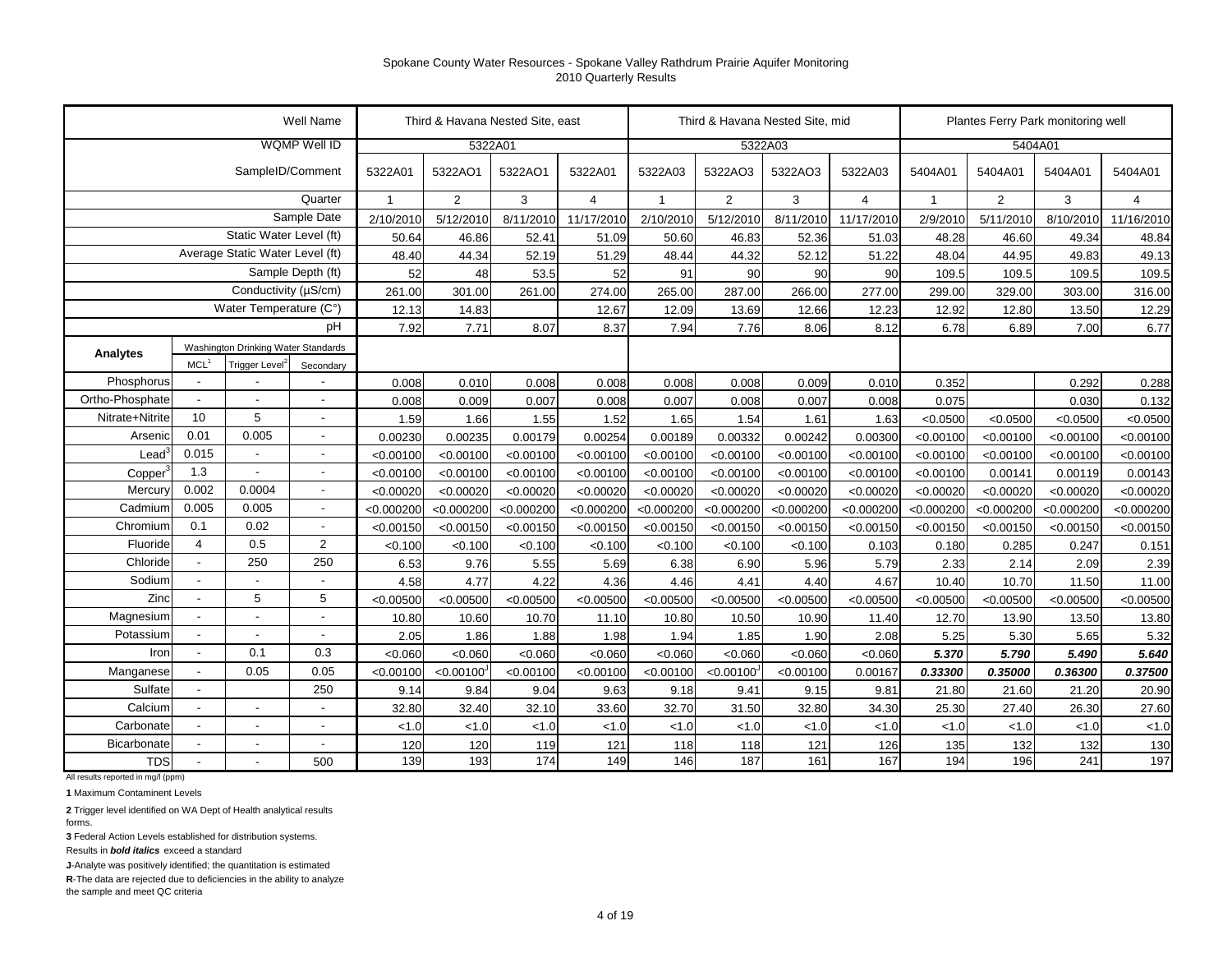Spokane County Water Resources - Spokane Valley Rathdrum Prairie Aquifer Monitoring
2010 Quarterly Results

| | | | Well Name | Third & Havana Nested Site, east | | | | Third & Havana Nested Site, mid | | | | Plantes Ferry Park monitoring well | | | |
|---|---|---|---|---|---|---|---|---|---|---|---|---|---|---|---|
| | | | WQMP Well ID | 5322A01 | | | | 5322A03 | | | | 5404A01 | | | |
| | | | SampleID/Comment | 5322A01 | 5322AO1 | 5322AO1 | 5322A01 | 5322A03 | 5322AO3 | 5322AO3 | 5322A03 | 5404A01 | 5404A01 | 5404A01 | 5404A01 |
| | | | Quarter | 1 | 2 | 3 | 4 | 1 | 2 | 3 | 4 | 1 | 2 | 3 | 4 |
| | | | Sample Date | 2/10/2010 | 5/12/2010 | 8/11/2010 | 11/17/2010 | 2/10/2010 | 5/12/2010 | 8/11/2010 | 11/17/2010 | 2/9/2010 | 5/11/2010 | 8/10/2010 | 11/16/2010 |
| | | | Static Water Level (ft) | 50.64 | 46.86 | 52.41 | 51.09 | 50.60 | 46.83 | 52.36 | 51.03 | 48.28 | 46.60 | 49.34 | 48.84 |
| | | | Average Static Water Level (ft) | 48.40 | 44.34 | 52.19 | 51.29 | 48.44 | 44.32 | 52.12 | 51.22 | 48.04 | 44.95 | 49.83 | 49.13 |
| | | | Sample Depth (ft) | 52 | 48 | 53.5 | 52 | 91 | 90 | 90 | 90 | 109.5 | 109.5 | 109.5 | 109.5 |
| | | | Conductivity (µS/cm) | 261.00 | 301.00 | 261.00 | 274.00 | 265.00 | 287.00 | 266.00 | 277.00 | 299.00 | 329.00 | 303.00 | 316.00 |
| | | | Water Temperature (C°) | 12.13 | 14.83 | | 12.67 | 12.09 | 13.69 | 12.66 | 12.23 | 12.92 | 12.80 | 13.50 | 12.29 |
| | | | pH | 7.92 | 7.71 | 8.07 | 8.37 | 7.94 | 7.76 | 8.06 | 8.12 | 6.78 | 6.89 | 7.00 | 6.77 |
| Analytes | Washington Drinking Water Standards | | | | | | | | | | | | | | |
| | MCL[1] | Trigger Level[2] | Secondary | | | | | | | | | | | | |
| Phosphorus | - | - | - | 0.008 | 0.010 | 0.008 | 0.008 | 0.008 | 0.008 | 0.009 | 0.010 | 0.352 | | 0.292 | 0.288 |
| Ortho-Phosphate | - | - | - | 0.008 | 0.009 | 0.007 | 0.008 | 0.007 | 0.008 | 0.007 | 0.008 | 0.075 | | 0.030 | 0.132 |
| Nitrate+Nitrite | 10 | 5 | - | 1.59 | 1.66 | 1.55 | 1.52 | 1.65 | 1.54 | 1.61 | 1.63 | <0.0500 | <0.0500 | <0.0500 | <0.0500 |
| Arsenic | 0.01 | 0.005 | - | 0.00230 | 0.00235 | 0.00179 | 0.00254 | 0.00189 | 0.00332 | 0.00242 | 0.00300 | <0.00100 | <0.00100 | <0.00100 | <0.00100 |
| Lead[3] | 0.015 | - | - | <0.00100 | <0.00100 | <0.00100 | <0.00100 | <0.00100 | <0.00100 | <0.00100 | <0.00100 | <0.00100 | <0.00100 | <0.00100 | <0.00100 |
| Copper[3] | 1.3 | - | - | <0.00100 | <0.00100 | <0.00100 | <0.00100 | <0.00100 | <0.00100 | <0.00100 | <0.00100 | <0.00100 | 0.00141 | 0.00119 | 0.00143 |
| Mercury | 0.002 | 0.0004 | - | <0.00020 | <0.00020 | <0.00020 | <0.00020 | <0.00020 | <0.00020 | <0.00020 | <0.00020 | <0.00020 | <0.00020 | <0.00020 | <0.00020 |
| Cadmium | 0.005 | 0.005 | - | <0.000200 | <0.000200 | <0.000200 | <0.000200 | <0.000200 | <0.000200 | <0.000200 | <0.000200 | <0.000200 | <0.000200 | <0.000200 | <0.000200 |
| Chromium | 0.1 | 0.02 | - | <0.00150 | <0.00150 | <0.00150 | <0.00150 | <0.00150 | <0.00150 | <0.00150 | <0.00150 | <0.00150 | <0.00150 | <0.00150 | <0.00150 |
| Fluoride | 4 | 0.5 | 2 | <0.100 | <0.100 | <0.100 | <0.100 | <0.100 | <0.100 | <0.100 | 0.103 | 0.180 | 0.285 | 0.247 | 0.151 |
| Chloride | - | 250 | 250 | 6.53 | 9.76 | 5.55 | 5.69 | 6.38 | 6.90 | 5.96 | 5.79 | 2.33 | 2.14 | 2.09 | 2.39 |
| Sodium | - | - | - | 4.58 | 4.77 | 4.22 | 4.36 | 4.46 | 4.41 | 4.40 | 4.67 | 10.40 | 10.70 | 11.50 | 11.00 |
| Zinc | - | 5 | 5 | <0.00500 | <0.00500 | <0.00500 | <0.00500 | <0.00500 | <0.00500 | <0.00500 | <0.00500 | <0.00500 | <0.00500 | <0.00500 | <0.00500 |
| Magnesium | - | - | - | 10.80 | 10.60 | 10.70 | 11.10 | 10.80 | 10.50 | 10.90 | 11.40 | 12.70 | 13.90 | 13.50 | 13.80 |
| Potassium | - | - | - | 2.05 | 1.86 | 1.88 | 1.98 | 1.94 | 1.85 | 1.90 | 2.08 | 5.25 | 5.30 | 5.65 | 5.32 |
| Iron | - | 0.1 | 0.3 | <0.060 | <0.060 | <0.060 | <0.060 | <0.060 | <0.060 | <0.060 | <0.060 | ***5.370*** | ***5.790*** | ***5.490*** | ***5.640*** |
| Manganese | - | 0.05 | 0.05 | <0.00100 | <0.00100[3] | <0.00100 | <0.00100 | <0.00100 | <0.00100[3] | <0.00100 | 0.00167 | ***0.33300*** | ***0.35000*** | ***0.36300*** | ***0.37500*** |
| Sulfate | - | | 250 | 9.14 | 9.84 | 9.04 | 9.63 | 9.18 | 9.41 | 9.15 | 9.81 | 21.80 | 21.60 | 21.20 | 20.90 |
| Calcium | - | - | - | 32.80 | 32.40 | 32.10 | 33.60 | 32.70 | 31.50 | 32.80 | 34.30 | 25.30 | 27.40 | 26.30 | 27.60 |
| Carbonate | - | - | - | <1.0 | <1.0 | <1.0 | <1.0 | <1.0 | <1.0 | <1.0 | <1.0 | <1.0 | <1.0 | <1.0 | <1.0 |
| Bicarbonate | - | - | - | 120 | 120 | 119 | 121 | 118 | 118 | 121 | 126 | 135 | 132 | 132 | 130 |
| TDS | - | - | 500 | 139 | 193 | 174 | 149 | 146 | 187 | 161 | 167 | 194 | 196 | 241 | 197 |

All results reported in mg/l (ppm)

**1** Maximum Contaminent Levels

**2** Trigger level identified on WA Dept of Health analytical results forms.

**3** Federal Action Levels established for distribution systems.

Results in ***bold italics*** exceed a standard

**J**-Analyte was positively identified; the quantitation is estimated

**R**-The data are rejected due to deficiencies in the ability to analyze the sample and meet QC criteria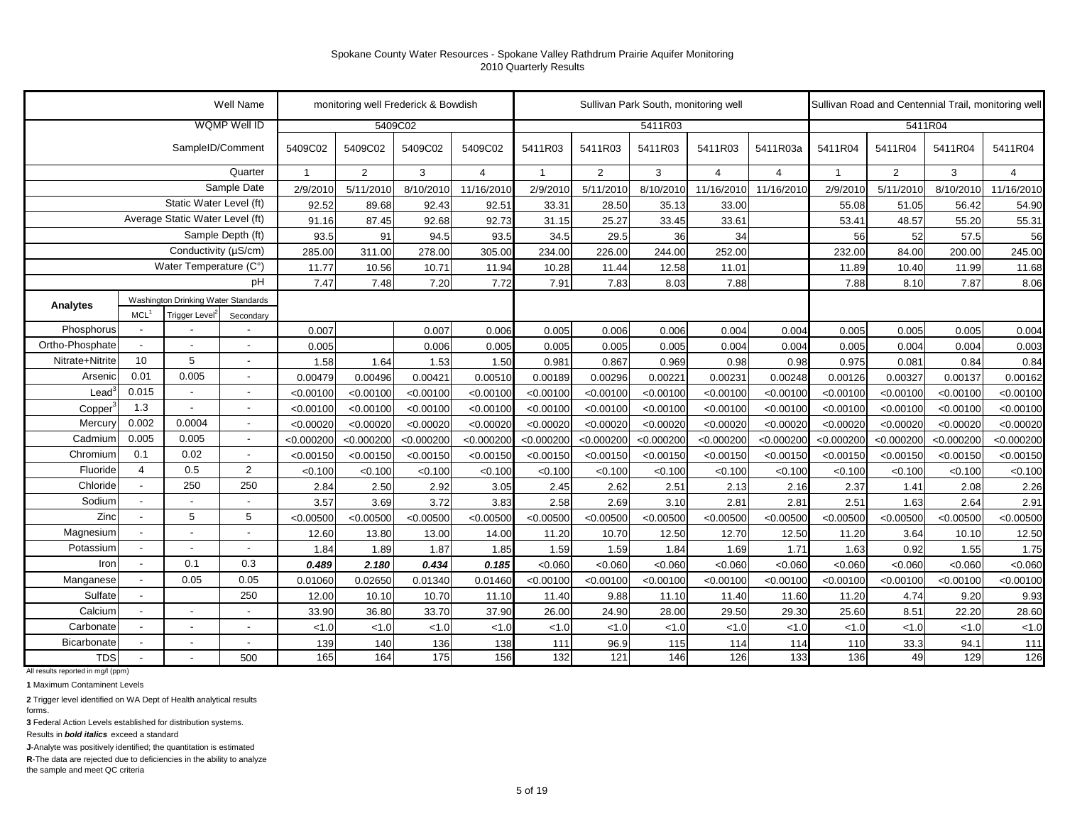Spokane County Water Resources - Spokane Valley Rathdrum Prairie Aquifer Monitoring
2010 Quarterly Results

| | | | Well Name | monitoring well Frederick & Bowdish | | | | Sullivan Park South, monitoring well | | | | | Sullivan Road and Centennial Trail, monitoring well | | | |
|---|---|---|---|---|---|---|---|---|---|---|---|---|---|---|---|---|
| | | | WQMP Well ID | 5409C02 | | | | 5411R03 | | | | | 5411R04 | | | |
| | | | SampleID/Comment | 5409C02 | 5409C02 | 5409C02 | 5409C02 | 5411R03 | 5411R03 | 5411R03 | 5411R03 | 5411R03a | 5411R04 | 5411R04 | 5411R04 | 5411R04 |
| | | | Quarter | 1 | 2 | 3 | 4 | 1 | 2 | 3 | 4 | 4 | 1 | 2 | 3 | 4 |
| | | | Sample Date | 2/9/2010 | 5/11/2010 | 8/10/2010 | 11/16/2010 | 2/9/2010 | 5/11/2010 | 8/10/2010 | 11/16/2010 | 11/16/2010 | 2/9/2010 | 5/11/2010 | 8/10/2010 | 11/16/2010 |
| | | | Static Water Level (ft) | 92.52 | 89.68 | 92.43 | 92.51 | 33.31 | 28.50 | 35.13 | 33.00 | | 55.08 | 51.05 | 56.42 | 54.90 |
| | | | Average Static Water Level (ft) | 91.16 | 87.45 | 92.68 | 92.73 | 31.15 | 25.27 | 33.45 | 33.61 | | 53.41 | 48.57 | 55.20 | 55.31 |
| | | | Sample Depth (ft) | 93.5 | 91 | 94.5 | 93.5 | 34.5 | 29.5 | 36 | 34 | | 56 | 52 | 57.5 | 56 |
| | | | Conductivity (µS/cm) | 285.00 | 311.00 | 278.00 | 305.00 | 234.00 | 226.00 | 244.00 | 252.00 | | 232.00 | 84.00 | 200.00 | 245.00 |
| | | | Water Temperature (C°) | 11.77 | 10.56 | 10.71 | 11.94 | 10.28 | 11.44 | 12.58 | 11.01 | | 11.89 | 10.40 | 11.99 | 11.68 |
| | | | pH | 7.47 | 7.48 | 7.20 | 7.72 | 7.91 | 7.83 | 8.03 | 7.88 | | 7.88 | 8.10 | 7.87 | 8.06 |
| Analytes | Washington Drinking Water Standards | | | | | | | | | | | | | | | |
| | MCL[1] | Trigger Level[2] | Secondary | | | | | | | | | | | | | |
| Phosphorus | - | - | - | 0.007 | | 0.007 | 0.006 | 0.005 | 0.006 | 0.006 | 0.004 | 0.004 | 0.005 | 0.005 | 0.005 | 0.004 |
| Ortho-Phosphate | - | - | - | 0.005 | | 0.006 | 0.005 | 0.005 | 0.005 | 0.005 | 0.004 | 0.004 | 0.005 | 0.004 | 0.004 | 0.003 |
| Nitrate+Nitrite | 10 | 5 | - | 1.58 | 1.64 | 1.53 | 1.50 | 0.981 | 0.867 | 0.969 | 0.98 | 0.98 | 0.975 | 0.081 | 0.84 | 0.84 |
| Arsenic | 0.01 | 0.005 | - | 0.00479 | 0.00496 | 0.00421 | 0.00510 | 0.00189 | 0.00296 | 0.00221 | 0.00231 | 0.00248 | 0.00126 | 0.00327 | 0.00137 | 0.00162 |
| Lead[3] | 0.015 | - | - | <0.00100 | <0.00100 | <0.00100 | <0.00100 | <0.00100 | <0.00100 | <0.00100 | <0.00100 | <0.00100 | <0.00100 | <0.00100 | <0.00100 | <0.00100 |
| Copper[3] | 1.3 | - | - | <0.00100 | <0.00100 | <0.00100 | <0.00100 | <0.00100 | <0.00100 | <0.00100 | <0.00100 | <0.00100 | <0.00100 | <0.00100 | <0.00100 | <0.00100 |
| Mercury | 0.002 | 0.0004 | - | <0.00020 | <0.00020 | <0.00020 | <0.00020 | <0.00020 | <0.00020 | <0.00020 | <0.00020 | <0.00020 | <0.00020 | <0.00020 | <0.00020 | <0.00020 |
| Cadmium | 0.005 | 0.005 | - | <0.000200 | <0.000200 | <0.000200 | <0.000200 | <0.000200 | <0.000200 | <0.000200 | <0.000200 | <0.000200 | <0.000200 | <0.000200 | <0.000200 | <0.000200 |
| Chromium | 0.1 | 0.02 | - | <0.00150 | <0.00150 | <0.00150 | <0.00150 | <0.00150 | <0.00150 | <0.00150 | <0.00150 | <0.00150 | <0.00150 | <0.00150 | <0.00150 | <0.00150 |
| Fluoride | 4 | 0.5 | 2 | <0.100 | <0.100 | <0.100 | <0.100 | <0.100 | <0.100 | <0.100 | <0.100 | <0.100 | <0.100 | <0.100 | <0.100 | <0.100 |
| Chloride | - | 250 | 250 | 2.84 | 2.50 | 2.92 | 3.05 | 2.45 | 2.62 | 2.51 | 2.13 | 2.16 | 2.37 | 1.41 | 2.08 | 2.26 |
| Sodium | - | - | - | 3.57 | 3.69 | 3.72 | 3.83 | 2.58 | 2.69 | 3.10 | 2.81 | 2.81 | 2.51 | 1.63 | 2.64 | 2.91 |
| Zinc | - | 5 | 5 | <0.00500 | <0.00500 | <0.00500 | <0.00500 | <0.00500 | <0.00500 | <0.00500 | <0.00500 | <0.00500 | <0.00500 | <0.00500 | <0.00500 | <0.00500 |
| Magnesium | - | - | - | 12.60 | 13.80 | 13.00 | 14.00 | 11.20 | 10.70 | 12.50 | 12.70 | 12.50 | 11.20 | 3.64 | 10.10 | 12.50 |
| Potassium | - | - | - | 1.84 | 1.89 | 1.87 | 1.85 | 1.59 | 1.59 | 1.84 | 1.69 | 1.71 | 1.63 | 0.92 | 1.55 | 1.75 |
| Iron | - | 0.1 | 0.3 | ***0.489*** | ***2.180*** | ***0.434*** | ***0.185*** | <0.060 | <0.060 | <0.060 | <0.060 | <0.060 | <0.060 | <0.060 | <0.060 | <0.060 |
| Manganese | - | 0.05 | 0.05 | 0.01060 | 0.02650 | 0.01340 | 0.01460 | <0.00100 | <0.00100 | <0.00100 | <0.00100 | <0.00100 | <0.00100 | <0.00100 | <0.00100 | <0.00100 |
| Sulfate | - | | 250 | 12.00 | 10.10 | 10.70 | 11.10 | 11.40 | 9.88 | 11.10 | 11.40 | 11.60 | 11.20 | 4.74 | 9.20 | 9.93 |
| Calcium | - | - | - | 33.90 | 36.80 | 33.70 | 37.90 | 26.00 | 24.90 | 28.00 | 29.50 | 29.30 | 25.60 | 8.51 | 22.20 | 28.60 |
| Carbonate | - | - | - | <1.0 | <1.0 | <1.0 | <1.0 | <1.0 | <1.0 | <1.0 | <1.0 | <1.0 | <1.0 | <1.0 | <1.0 | <1.0 |
| Bicarbonate | - | - | - | 139 | 140 | 136 | 138 | 111 | 96.9 | 115 | 114 | 114 | 110 | 33.3 | 94.1 | 111 |
| TDS | - | - | 500 | 165 | 164 | 175 | 156 | 132 | 121 | 146 | 126 | 133 | 136 | 49 | 129 | 126 |

All results reported in mg/l (ppm)

**1** Maximum Contaminent Levels

**2** Trigger level identified on WA Dept of Health analytical results forms.

**3** Federal Action Levels established for distribution systems.

Results in ***bold italics*** exceed a standard

**J**-Analyte was positively identified; the quantitation is estimated

**R**-The data are rejected due to deficiencies in the ability to analyze the sample and meet QC criteria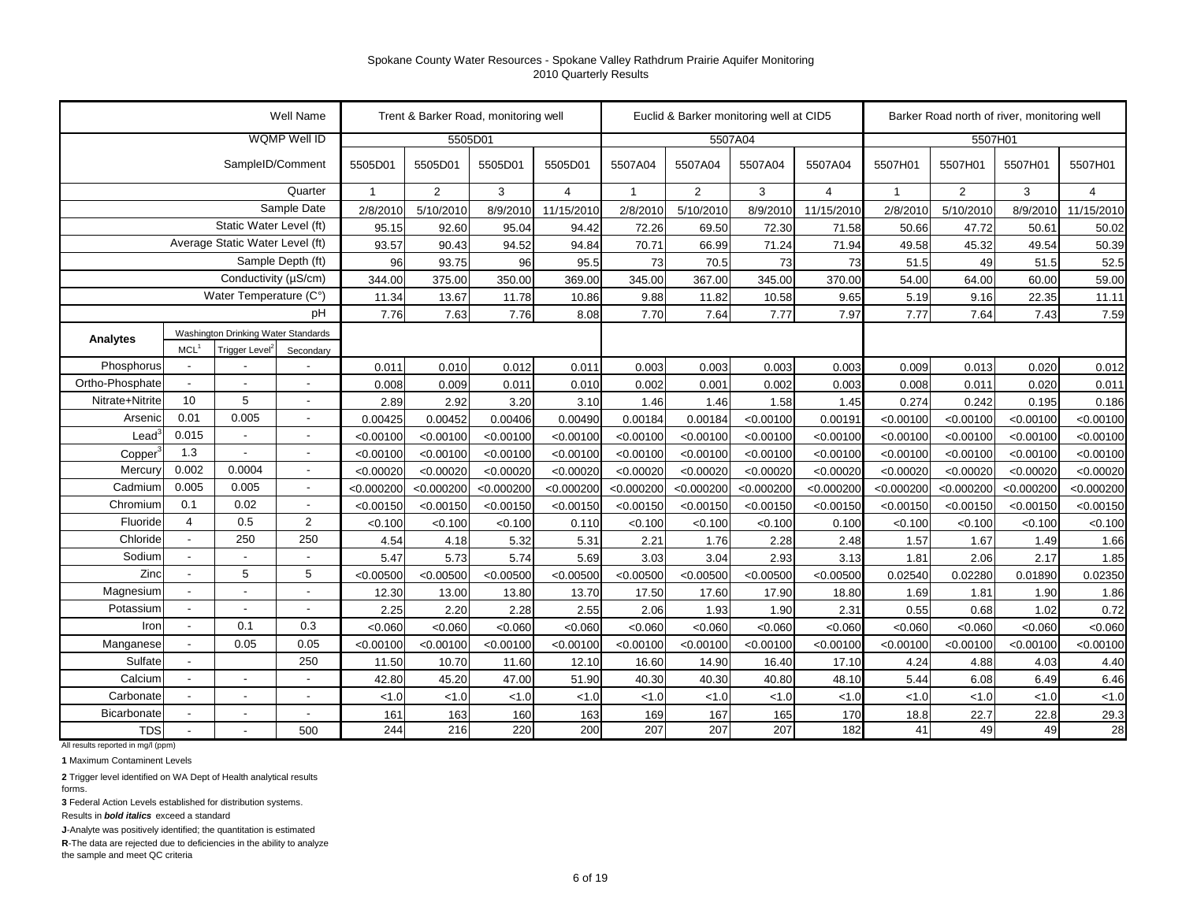Spokane County Water Resources - Spokane Valley Rathdrum Prairie Aquifer Monitoring
2010 Quarterly Results

| | | | Well Name | Trent & Barker Road, monitoring well | | | | Euclid & Barker monitoring well at CID5 | | | | Barker Road north of river, monitoring well | | | |
|---|---|---|---|---|---|---|---|---|---|---|---|---|---|---|---|
| | | | WQMP Well ID | 5505D01 | | | | 5507A04 | | | | 5507H01 | | | |
| | | | SampleID/Comment | 5505D01 | 5505D01 | 5505D01 | 5505D01 | 5507A04 | 5507A04 | 5507A04 | 5507A04 | 5507H01 | 5507H01 | 5507H01 | 5507H01 |
| | | | Quarter | 1 | 2 | 3 | 4 | 1 | 2 | 3 | 4 | 1 | 2 | 3 | 4 |
| | | | Sample Date | 2/8/2010 | 5/10/2010 | 8/9/2010 | 11/15/2010 | 2/8/2010 | 5/10/2010 | 8/9/2010 | 11/15/2010 | 2/8/2010 | 5/10/2010 | 8/9/2010 | 11/15/2010 |
| | | | Static Water Level (ft) | 95.15 | 92.60 | 95.04 | 94.42 | 72.26 | 69.50 | 72.30 | 71.58 | 50.66 | 47.72 | 50.61 | 50.02 |
| | | | Average Static Water Level (ft) | 93.57 | 90.43 | 94.52 | 94.84 | 70.71 | 66.99 | 71.24 | 71.94 | 49.58 | 45.32 | 49.54 | 50.39 |
| | | | Sample Depth (ft) | 96 | 93.75 | 96 | 95.5 | 73 | 70.5 | 73 | 73 | 51.5 | 49 | 51.5 | 52.5 |
| | | | Conductivity (µS/cm) | 344.00 | 375.00 | 350.00 | 369.00 | 345.00 | 367.00 | 345.00 | 370.00 | 54.00 | 64.00 | 60.00 | 59.00 |
| | | | Water Temperature (C°) | 11.34 | 13.67 | 11.78 | 10.86 | 9.88 | 11.82 | 10.58 | 9.65 | 5.19 | 9.16 | 22.35 | 11.11 |
| | | | pH | 7.76 | 7.63 | 7.76 | 8.08 | 7.70 | 7.64 | 7.77 | 7.97 | 7.77 | 7.64 | 7.43 | 7.59 |
| Analytes | Washington Drinking Water Standards | | | | | | | | | | | | | | |
| | MCL[1] | Trigger Level[2] | Secondary | | | | | | | | | | | | |
| Phosphorus | - | - | - | 0.011 | 0.010 | 0.012 | 0.011 | 0.003 | 0.003 | 0.003 | 0.003 | 0.009 | 0.013 | 0.020 | 0.012 |
| Ortho-Phosphate | - | - | - | 0.008 | 0.009 | 0.011 | 0.010 | 0.002 | 0.001 | 0.002 | 0.003 | 0.008 | 0.011 | 0.020 | 0.011 |
| Nitrate+Nitrite | 10 | 5 | - | 2.89 | 2.92 | 3.20 | 3.10 | 1.46 | 1.46 | 1.58 | 1.45 | 0.274 | 0.242 | 0.195 | 0.186 |
| Arsenic | 0.01 | 0.005 | - | 0.00425 | 0.00452 | 0.00406 | 0.00490 | 0.00184 | 0.00184 | <0.00100 | 0.00191 | <0.00100 | <0.00100 | <0.00100 | <0.00100 |
| Lead[3] | 0.015 | - | - | <0.00100 | <0.00100 | <0.00100 | <0.00100 | <0.00100 | <0.00100 | <0.00100 | <0.00100 | <0.00100 | <0.00100 | <0.00100 | <0.00100 |
| Copper[3] | 1.3 | - | - | <0.00100 | <0.00100 | <0.00100 | <0.00100 | <0.00100 | <0.00100 | <0.00100 | <0.00100 | <0.00100 | <0.00100 | <0.00100 | <0.00100 |
| Mercury | 0.002 | 0.0004 | - | <0.00020 | <0.00020 | <0.00020 | <0.00020 | <0.00020 | <0.00020 | <0.00020 | <0.00020 | <0.00020 | <0.00020 | <0.00020 | <0.00020 |
| Cadmium | 0.005 | 0.005 | - | <0.000200 | <0.000200 | <0.000200 | <0.000200 | <0.000200 | <0.000200 | <0.000200 | <0.000200 | <0.000200 | <0.000200 | <0.000200 | <0.000200 |
| Chromium | 0.1 | 0.02 | - | <0.00150 | <0.00150 | <0.00150 | <0.00150 | <0.00150 | <0.00150 | <0.00150 | <0.00150 | <0.00150 | <0.00150 | <0.00150 | <0.00150 |
| Fluoride | 4 | 0.5 | 2 | <0.100 | <0.100 | <0.100 | 0.110 | <0.100 | <0.100 | <0.100 | 0.100 | <0.100 | <0.100 | <0.100 | <0.100 |
| Chloride | - | 250 | 250 | 4.54 | 4.18 | 5.32 | 5.31 | 2.21 | 1.76 | 2.28 | 2.48 | 1.57 | 1.67 | 1.49 | 1.66 |
| Sodium | - | - | - | 5.47 | 5.73 | 5.74 | 5.69 | 3.03 | 3.04 | 2.93 | 3.13 | 1.81 | 2.06 | 2.17 | 1.85 |
| Zinc | - | 5 | 5 | <0.00500 | <0.00500 | <0.00500 | <0.00500 | <0.00500 | <0.00500 | <0.00500 | <0.00500 | 0.02540 | 0.02280 | 0.01890 | 0.02350 |
| Magnesium | - | - | - | 12.30 | 13.00 | 13.80 | 13.70 | 17.50 | 17.60 | 17.90 | 18.80 | 1.69 | 1.81 | 1.90 | 1.86 |
| Potassium | - | - | - | 2.25 | 2.20 | 2.28 | 2.55 | 2.06 | 1.93 | 1.90 | 2.31 | 0.55 | 0.68 | 1.02 | 0.72 |
| Iron | - | 0.1 | 0.3 | <0.060 | <0.060 | <0.060 | <0.060 | <0.060 | <0.060 | <0.060 | <0.060 | <0.060 | <0.060 | <0.060 | <0.060 |
| Manganese | - | 0.05 | 0.05 | <0.00100 | <0.00100 | <0.00100 | <0.00100 | <0.00100 | <0.00100 | <0.00100 | <0.00100 | <0.00100 | <0.00100 | <0.00100 | <0.00100 |
| Sulfate | - | | 250 | 11.50 | 10.70 | 11.60 | 12.10 | 16.60 | 14.90 | 16.40 | 17.10 | 4.24 | 4.88 | 4.03 | 4.40 |
| Calcium | - | - | - | 42.80 | 45.20 | 47.00 | 51.90 | 40.30 | 40.30 | 40.80 | 48.10 | 5.44 | 6.08 | 6.49 | 6.46 |
| Carbonate | - | - | - | <1.0 | <1.0 | <1.0 | <1.0 | <1.0 | <1.0 | <1.0 | <1.0 | <1.0 | <1.0 | <1.0 | <1.0 |
| Bicarbonate | - | - | - | 161 | 163 | 160 | 163 | 169 | 167 | 165 | 170 | 18.8 | 22.7 | 22.8 | 29.3 |
| TDS | - | - | 500 | 244 | 216 | 220 | 200 | 207 | 207 | 207 | 182 | 41 | 49 | 49 | 28 |

All results reported in mg/l (ppm)

**1** Maximum Contaminent Levels

**2** Trigger level identified on WA Dept of Health analytical results forms.

**3** Federal Action Levels established for distribution systems.

Results in ***bold italics*** exceed a standard

**J**-Analyte was positively identified; the quantitation is estimated

**R**-The data are rejected due to deficiencies in the ability to analyze the sample and meet QC criteria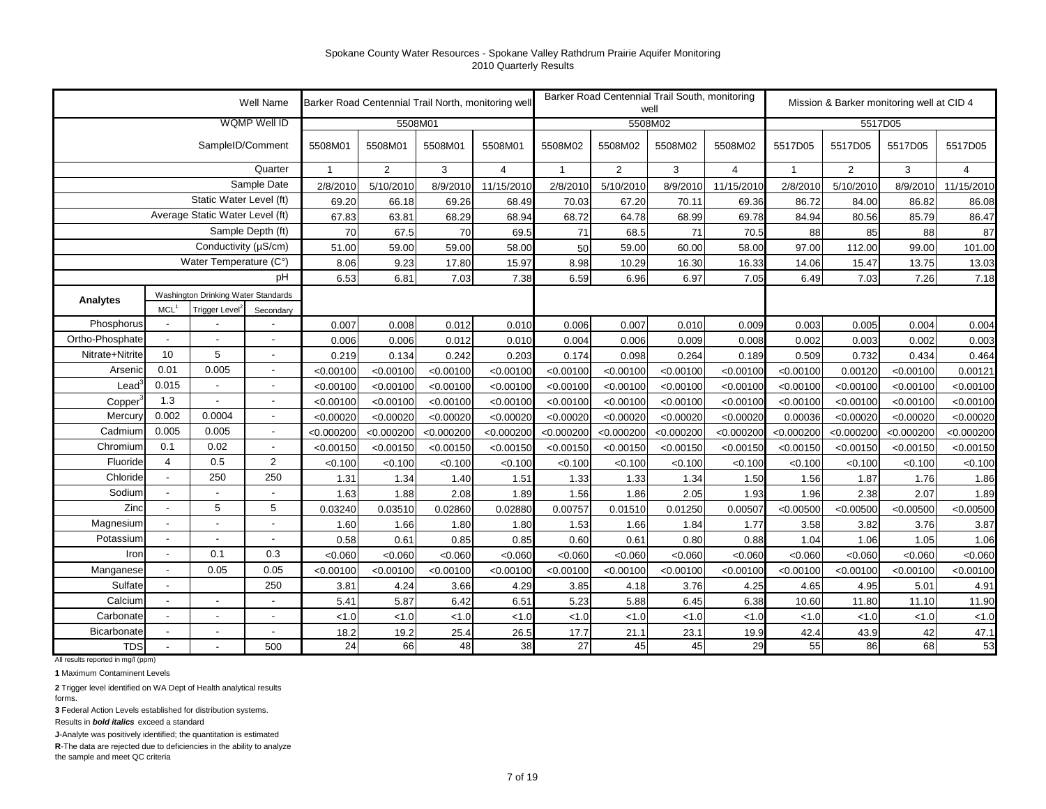Spokane County Water Resources - Spokane Valley Rathdrum Prairie Aquifer Monitoring
2010 Quarterly Results

| | | | Well Name | Barker Road Centennial Trail North, monitoring well | | | | Barker Road Centennial Trail South, monitoring well | | | | Mission & Barker monitoring well at CID 4 | | | |
|---|---|---|---|---|---|---|---|---|---|---|---|---|---|---|---|
| | | | WQMP Well ID | 5508M01 | | | | 5508M02 | | | | 5517D05 | | | |
| | | | SampleID/Comment | 5508M01 | 5508M01 | 5508M01 | 5508M01 | 5508M02 | 5508M02 | 5508M02 | 5508M02 | 5517D05 | 5517D05 | 5517D05 | 5517D05 |
| | | | Quarter | 1 | 2 | 3 | 4 | 1 | 2 | 3 | 4 | 1 | 2 | 3 | 4 |
| | | | Sample Date | 2/8/2010 | 5/10/2010 | 8/9/2010 | 11/15/2010 | 2/8/2010 | 5/10/2010 | 8/9/2010 | 11/15/2010 | 2/8/2010 | 5/10/2010 | 8/9/2010 | 11/15/2010 |
| | | | Static Water Level (ft) | 69.20 | 66.18 | 69.26 | 68.49 | 70.03 | 67.20 | 70.11 | 69.36 | 86.72 | 84.00 | 86.82 | 86.08 |
| | | | Average Static Water Level (ft) | 67.83 | 63.81 | 68.29 | 68.94 | 68.72 | 64.78 | 68.99 | 69.78 | 84.94 | 80.56 | 85.79 | 86.47 |
| | | | Sample Depth (ft) | 70 | 67.5 | 70 | 69.5 | 71 | 68.5 | 71 | 70.5 | 88 | 85 | 88 | 87 |
| | | | Conductivity (µS/cm) | 51.00 | 59.00 | 59.00 | 58.00 | 50 | 59.00 | 60.00 | 58.00 | 97.00 | 112.00 | 99.00 | 101.00 |
| | | | Water Temperature (C°) | 8.06 | 9.23 | 17.80 | 15.97 | 8.98 | 10.29 | 16.30 | 16.33 | 14.06 | 15.47 | 13.75 | 13.03 |
| | | | pH | 6.53 | 6.81 | 7.03 | 7.38 | 6.59 | 6.96 | 6.97 | 7.05 | 6.49 | 7.03 | 7.26 | 7.18 |
| Analytes | Washington Drinking Water Standards | | | | | | | | | | | | | | |
| | MCL[1] | Trigger Level[2] | Secondary | | | | | | | | | | | | |
| Phosphorus | - | - | - | 0.007 | 0.008 | 0.012 | 0.010 | 0.006 | 0.007 | 0.010 | 0.009 | 0.003 | 0.005 | 0.004 | 0.004 |
| Ortho-Phosphate | - | - | - | 0.006 | 0.006 | 0.012 | 0.010 | 0.004 | 0.006 | 0.009 | 0.008 | 0.002 | 0.003 | 0.002 | 0.003 |
| Nitrate+Nitrite | 10 | 5 | - | 0.219 | 0.134 | 0.242 | 0.203 | 0.174 | 0.098 | 0.264 | 0.189 | 0.509 | 0.732 | 0.434 | 0.464 |
| Arsenic | 0.01 | 0.005 | - | <0.00100 | <0.00100 | <0.00100 | <0.00100 | <0.00100 | <0.00100 | <0.00100 | <0.00100 | <0.00100 | 0.00120 | <0.00100 | 0.00121 |
| Lead[3] | 0.015 | - | - | <0.00100 | <0.00100 | <0.00100 | <0.00100 | <0.00100 | <0.00100 | <0.00100 | <0.00100 | <0.00100 | <0.00100 | <0.00100 | <0.00100 |
| Copper[3] | 1.3 | - | - | <0.00100 | <0.00100 | <0.00100 | <0.00100 | <0.00100 | <0.00100 | <0.00100 | <0.00100 | <0.00100 | <0.00100 | <0.00100 | <0.00100 |
| Mercury | 0.002 | 0.0004 | - | <0.00020 | <0.00020 | <0.00020 | <0.00020 | <0.00020 | <0.00020 | <0.00020 | <0.00020 | 0.00036 | <0.00020 | <0.00020 | <0.00020 |
| Cadmium | 0.005 | 0.005 | - | <0.000200 | <0.000200 | <0.000200 | <0.000200 | <0.000200 | <0.000200 | <0.000200 | <0.000200 | <0.000200 | <0.000200 | <0.000200 | <0.000200 |
| Chromium | 0.1 | 0.02 | - | <0.00150 | <0.00150 | <0.00150 | <0.00150 | <0.00150 | <0.00150 | <0.00150 | <0.00150 | <0.00150 | <0.00150 | <0.00150 | <0.00150 |
| Fluoride | 4 | 0.5 | 2 | <0.100 | <0.100 | <0.100 | <0.100 | <0.100 | <0.100 | <0.100 | <0.100 | <0.100 | <0.100 | <0.100 | <0.100 |
| Chloride | - | 250 | 250 | 1.31 | 1.34 | 1.40 | 1.51 | 1.33 | 1.33 | 1.34 | 1.50 | 1.56 | 1.87 | 1.76 | 1.86 |
| Sodium | - | - | - | 1.63 | 1.88 | 2.08 | 1.89 | 1.56 | 1.86 | 2.05 | 1.93 | 1.96 | 2.38 | 2.07 | 1.89 |
| Zinc | - | 5 | 5 | 0.03240 | 0.03510 | 0.02860 | 0.02880 | 0.00757 | 0.01510 | 0.01250 | 0.00507 | <0.00500 | <0.00500 | <0.00500 | <0.00500 |
| Magnesium | - | - | - | 1.60 | 1.66 | 1.80 | 1.80 | 1.53 | 1.66 | 1.84 | 1.77 | 3.58 | 3.82 | 3.76 | 3.87 |
| Potassium | - | - | - | 0.58 | 0.61 | 0.85 | 0.85 | 0.60 | 0.61 | 0.80 | 0.88 | 1.04 | 1.06 | 1.05 | 1.06 |
| Iron | - | 0.1 | 0.3 | <0.060 | <0.060 | <0.060 | <0.060 | <0.060 | <0.060 | <0.060 | <0.060 | <0.060 | <0.060 | <0.060 | <0.060 |
| Manganese | - | 0.05 | 0.05 | <0.00100 | <0.00100 | <0.00100 | <0.00100 | <0.00100 | <0.00100 | <0.00100 | <0.00100 | <0.00100 | <0.00100 | <0.00100 | <0.00100 |
| Sulfate | - | | 250 | 3.81 | 4.24 | 3.66 | 4.29 | 3.85 | 4.18 | 3.76 | 4.25 | 4.65 | 4.95 | 5.01 | 4.91 |
| Calcium | - | - | - | 5.41 | 5.87 | 6.42 | 6.51 | 5.23 | 5.88 | 6.45 | 6.38 | 10.60 | 11.80 | 11.10 | 11.90 |
| Carbonate | - | - | - | <1.0 | <1.0 | <1.0 | <1.0 | <1.0 | <1.0 | <1.0 | <1.0 | <1.0 | <1.0 | <1.0 | <1.0 |
| Bicarbonate | - | - | - | 18.2 | 19.2 | 25.4 | 26.5 | 17.7 | 21.1 | 23.1 | 19.9 | 42.4 | 43.9 | 42 | 47.1 |
| TDS | - | - | 500 | 24 | 66 | 48 | 38 | 27 | 45 | 45 | 29 | 55 | 86 | 68 | 53 |

All results reported in mg/l (ppm)

**1** Maximum Contaminent Levels

**2** Trigger level identified on WA Dept of Health analytical results forms.

**3** Federal Action Levels established for distribution systems.

Results in ***bold italics*** exceed a standard

**J**-Analyte was positively identified; the quantitation is estimated

**R**-The data are rejected due to deficiencies in the ability to analyze the sample and meet QC criteria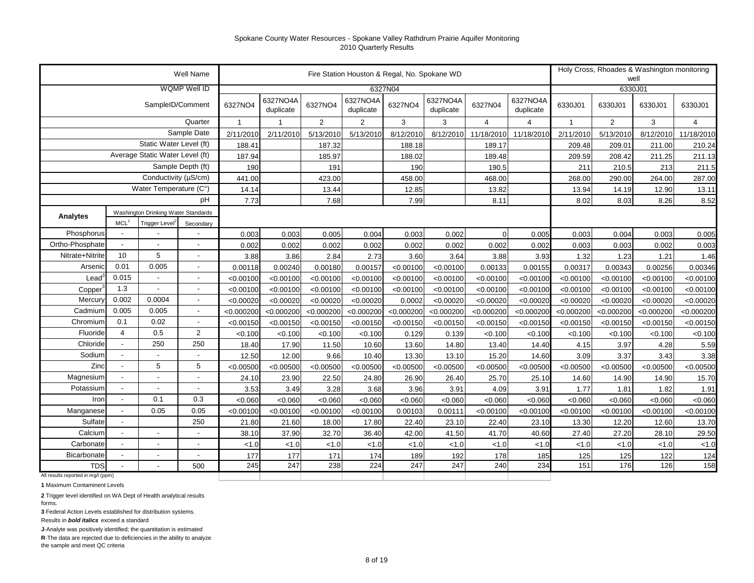Spokane County Water Resources - Spokane Valley Rathdrum Prairie Aquifer Monitoring
2010 Quarterly Results

| | | | Well Name | Fire Station Houston & Regal, No. Spokane WD | | | | | | | | Holy Cross, Rhoades & Washington monitoring well | | | |
|---|---|---|---|---|---|---|---|---|---|---|---|---|---|---|---|
| | | | WQMP Well ID | 6327N04 | | | | | | | | 6330J01 | | | |
| | | | SampleID/Comment | 6327NO4 | 6327NO4A duplicate | 6327NO4 | 6327NO4A duplicate | 6327NO4 | 6327NO4A duplicate | 6327N04 | 6327NO4A duplicate | 6330J01 | 6330J01 | 6330J01 | 6330J01 |
| | | | Quarter | 1 | 1 | 2 | 2 | 3 | 3 | 4 | 4 | 1 | 2 | 3 | 4 |
| | | | Sample Date | 2/11/2010 | 2/11/2010 | 5/13/2010 | 5/13/2010 | 8/12/2010 | 8/12/2010 | 11/18/2010 | 11/18/2010 | 2/11/2010 | 5/13/2010 | 8/12/2010 | 11/18/2010 |
| | | | Static Water Level (ft) | 188.41 | | 187.32 | | 188.18 | | 189.17 | | 209.48 | 209.01 | 211.00 | 210.24 |
| | | | Average Static Water Level (ft) | 187.94 | | 185.97 | | 188.02 | | 189.48 | | 209.59 | 208.42 | 211.25 | 211.13 |
| | | | Sample Depth (ft) | 190 | | 191 | | 190 | | 190.5 | | 211 | 210.5 | 213 | 211.5 |
| | | | Conductivity (µS/cm) | 441.00 | | 423.00 | | 458.00 | | 468.00 | | 268.00 | 290.00 | 264.00 | 287.00 |
| | | | Water Temperature (C°) | 14.14 | | 13.44 | | 12.85 | | 13.82 | | 13.94 | 14.19 | 12.90 | 13.11 |
| | | | pH | 7.73 | | 7.68 | | 7.99 | | 8.11 | | 8.02 | 8.03 | 8.26 | 8.52 |
| **Analytes** | Washington Drinking Water Standards: MCL[1] | Trigger Level[2] | Secondary | | | | | | | | | | | | |
| Phosphorus | - | - | - | 0.003 | 0.003 | 0.005 | 0.004 | 0.003 | 0.002 | 0 | 0.005 | 0.003 | 0.004 | 0.003 | 0.005 |
| Ortho-Phosphate | - | - | - | 0.002 | 0.002 | 0.002 | 0.002 | 0.002 | 0.002 | 0.002 | 0.002 | 0.003 | 0.003 | 0.002 | 0.003 |
| Nitrate+Nitrite | 10 | 5 | - | 3.88 | 3.86 | 2.84 | 2.73 | 3.60 | 3.64 | 3.88 | 3.93 | 1.32 | 1.23 | 1.21 | 1.46 |
| Arsenic | 0.01 | 0.005 | - | 0.00118 | 0.00240 | 0.00180 | 0.00157 | <0.00100 | <0.00100 | 0.00133 | 0.00155 | 0.00317 | 0.00343 | 0.00256 | 0.00346 |
| Lead[3] | 0.015 | - | - | <0.00100 | <0.00100 | <0.00100 | <0.00100 | <0.00100 | <0.00100 | <0.00100 | <0.00100 | <0.00100 | <0.00100 | <0.00100 | <0.00100 |
| Copper[3] | 1.3 | - | - | <0.00100 | <0.00100 | <0.00100 | <0.00100 | <0.00100 | <0.00100 | <0.00100 | <0.00100 | <0.00100 | <0.00100 | <0.00100 | <0.00100 |
| Mercury | 0.002 | 0.0004 | - | <0.00020 | <0.00020 | <0.00020 | <0.00020 | 0.0002 | <0.00020 | <0.00020 | <0.00020 | <0.00020 | <0.00020 | <0.00020 | <0.00020 |
| Cadmium | 0.005 | 0.005 | - | <0.000200 | <0.000200 | <0.000200 | <0.000200 | <0.000200 | <0.000200 | <0.000200 | <0.000200 | <0.000200 | <0.000200 | <0.000200 | <0.000200 |
| Chromium | 0.1 | 0.02 | - | <0.00150 | <0.00150 | <0.00150 | <0.00150 | <0.00150 | <0.00150 | <0.00150 | <0.00150 | <0.00150 | <0.00150 | <0.00150 | <0.00150 |
| Fluoride | 4 | 0.5 | 2 | <0.100 | <0.100 | <0.100 | <0.100 | 0.129 | 0.139 | <0.100 | <0.100 | <0.100 | <0.100 | <0.100 | <0.100 |
| Chloride | - | 250 | 250 | 18.40 | 17.90 | 11.50 | 10.60 | 13.60 | 14.80 | 13.40 | 14.40 | 4.15 | 3.97 | 4.28 | 5.59 |
| Sodium | - | - | - | 12.50 | 12.00 | 9.66 | 10.40 | 13.30 | 13.10 | 15.20 | 14.60 | 3.09 | 3.37 | 3.43 | 3.38 |
| Zinc | - | 5 | 5 | <0.00500 | <0.00500 | <0.00500 | <0.00500 | <0.00500 | <0.00500 | <0.00500 | <0.00500 | <0.00500 | <0.00500 | <0.00500 | <0.00500 |
| Magnesium | - | - | - | 24.10 | 23.90 | 22.50 | 24.80 | 26.90 | 26.40 | 25.70 | 25.10 | 14.60 | 14.90 | 14.90 | 15.70 |
| Potassium | - | - | - | 3.53 | 3.49 | 3.28 | 3.68 | 3.96 | 3.91 | 4.09 | 3.91 | 1.77 | 1.81 | 1.82 | 1.91 |
| Iron | - | 0.1 | 0.3 | <0.060 | <0.060 | <0.060 | <0.060 | <0.060 | <0.060 | <0.060 | <0.060 | <0.060 | <0.060 | <0.060 | <0.060 |
| Manganese | - | 0.05 | 0.05 | <0.00100 | <0.00100 | <0.00100 | <0.00100 | 0.00103 | 0.00111 | <0.00100 | <0.00100 | <0.00100 | <0.00100 | <0.00100 | <0.00100 |
| Sulfate | - | | 250 | 21.80 | 21.60 | 18.00 | 17.80 | 22.40 | 23.10 | 22.40 | 23.10 | 13.30 | 12.20 | 12.60 | 13.70 |
| Calcium | - | - | - | 38.10 | 37.90 | 32.70 | 36.40 | 42.00 | 41.50 | 41.70 | 40.60 | 27.40 | 27.20 | 28.10 | 29.50 |
| Carbonate | - | - | - | <1.0 | <1.0 | <1.0 | <1.0 | <1.0 | <1.0 | <1.0 | <1.0 | <1.0 | <1.0 | <1.0 | <1.0 |
| Bicarbonate | - | - | - | 177 | 177 | 171 | 174 | 189 | 192 | 178 | 185 | 125 | 125 | 122 | 124 |
| TDS | - | - | 500 | 245 | 247 | 238 | 224 | 247 | 247 | 240 | 234 | 151 | 176 | 126 | 158 |

All results reported in mg/l (ppm)

**1** Maximum Contaminent Levels

**2** Trigger level identified on WA Dept of Health analytical results forms.

**3** Federal Action Levels established for distribution systems.

Results in ***bold italics*** exceed a standard

***J***-Analyte was positively identified; the quantitation is estimated

***R***-The data are rejected due to deficiencies in the ability to analyze the sample and meet QC criteria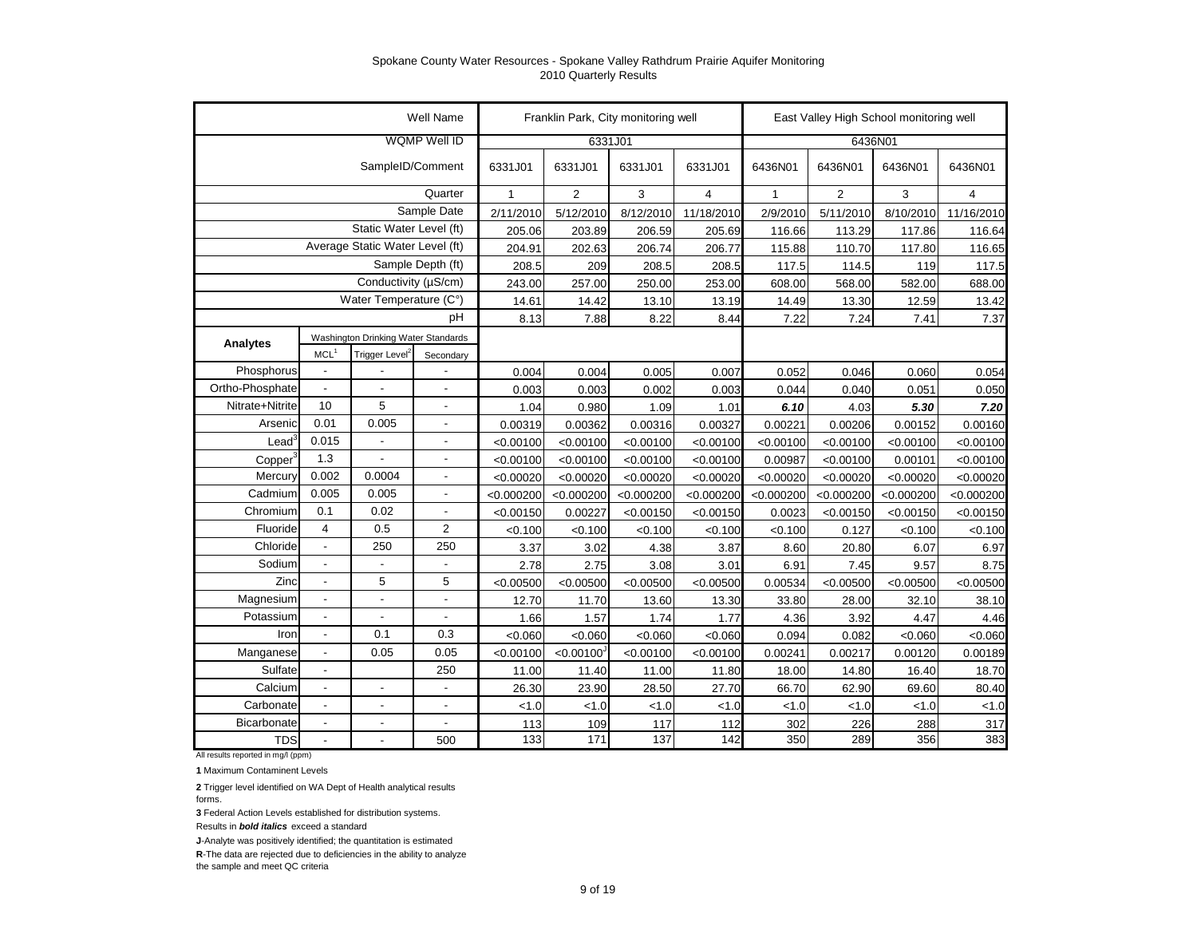Spokane County Water Resources - Spokane Valley Rathdrum Prairie Aquifer Monitoring
2010 Quarterly Results

| | | | Well Name | Franklin Park, City monitoring well | | | | East Valley High School monitoring well | | | |
|---|---|---|---|---|---|---|---|---|---|---|---|
| | | | WQMP Well ID | 6331J01 | | | | 6436N01 | | | |
| | | | SampleID/Comment | 6331J01 | 6331J01 | 6331J01 | 6331J01 | 6436N01 | 6436N01 | 6436N01 | 6436N01 |
| | | | Quarter | 1 | 2 | 3 | 4 | 1 | 2 | 3 | 4 |
| | | | Sample Date | 2/11/2010 | 5/12/2010 | 8/12/2010 | 11/18/2010 | 2/9/2010 | 5/11/2010 | 8/10/2010 | 11/16/2010 |
| | | | Static Water Level (ft) | 205.06 | 203.89 | 206.59 | 205.69 | 116.66 | 113.29 | 117.86 | 116.64 |
| | | | Average Static Water Level (ft) | 204.91 | 202.63 | 206.74 | 206.77 | 115.88 | 110.70 | 117.80 | 116.65 |
| | | | Sample Depth (ft) | 208.5 | 209 | 208.5 | 208.5 | 117.5 | 114.5 | 119 | 117.5 |
| | | | Conductivity (µS/cm) | 243.00 | 257.00 | 250.00 | 253.00 | 608.00 | 568.00 | 582.00 | 688.00 |
| | | | Water Temperature (C°) | 14.61 | 14.42 | 13.10 | 13.19 | 14.49 | 13.30 | 12.59 | 13.42 |
| | | | pH | 8.13 | 7.88 | 8.22 | 8.44 | 7.22 | 7.24 | 7.41 | 7.37 |
| **Analytes** | Washington Drinking Water Standards | | | | | | | | | | |
| | MCL[1] | Trigger Level[2] | Secondary | | | | | | | | |
| Phosphorus | - | - | - | 0.004 | 0.004 | 0.005 | 0.007 | 0.052 | 0.046 | 0.060 | 0.054 |
| Ortho-Phosphate | - | - | - | 0.003 | 0.003 | 0.002 | 0.003 | 0.044 | 0.040 | 0.051 | 0.050 |
| Nitrate+Nitrite | 10 | 5 | - | 1.04 | 0.980 | 1.09 | 1.01 | ***6.10*** | 4.03 | ***5.30*** | ***7.20*** |
| Arsenic | 0.01 | 0.005 | - | 0.00319 | 0.00362 | 0.00316 | 0.00327 | 0.00221 | 0.00206 | 0.00152 | 0.00160 |
| Lead[3] | 0.015 | - | - | <0.00100 | <0.00100 | <0.00100 | <0.00100 | <0.00100 | <0.00100 | <0.00100 | <0.00100 |
| Copper[3] | 1.3 | - | - | <0.00100 | <0.00100 | <0.00100 | <0.00100 | 0.00987 | <0.00100 | 0.00101 | <0.00100 |
| Mercury | 0.002 | 0.0004 | - | <0.00020 | <0.00020 | <0.00020 | <0.00020 | <0.00020 | <0.00020 | <0.00020 | <0.00020 |
| Cadmium | 0.005 | 0.005 | - | <0.000200 | <0.000200 | <0.000200 | <0.000200 | <0.000200 | <0.000200 | <0.000200 | <0.000200 |
| Chromium | 0.1 | 0.02 | - | <0.00150 | 0.00227 | <0.00150 | <0.00150 | 0.0023 | <0.00150 | <0.00150 | <0.00150 |
| Fluoride | 4 | 0.5 | 2 | <0.100 | <0.100 | <0.100 | <0.100 | <0.100 | 0.127 | <0.100 | <0.100 |
| Chloride | - | 250 | 250 | 3.37 | 3.02 | 4.38 | 3.87 | 8.60 | 20.80 | 6.07 | 6.97 |
| Sodium | - | - | - | 2.78 | 2.75 | 3.08 | 3.01 | 6.91 | 7.45 | 9.57 | 8.75 |
| Zinc | - | 5 | 5 | <0.00500 | <0.00500 | <0.00500 | <0.00500 | 0.00534 | <0.00500 | <0.00500 | <0.00500 |
| Magnesium | - | - | - | 12.70 | 11.70 | 13.60 | 13.30 | 33.80 | 28.00 | 32.10 | 38.10 |
| Potassium | - | - | - | 1.66 | 1.57 | 1.74 | 1.77 | 4.36 | 3.92 | 4.47 | 4.46 |
| Iron | - | 0.1 | 0.3 | <0.060 | <0.060 | <0.060 | <0.060 | 0.094 | 0.082 | <0.060 | <0.060 |
| Manganese | - | 0.05 | 0.05 | <0.00100 | <0.00100[J] | <0.00100 | <0.00100 | 0.00241 | 0.00217 | 0.00120 | 0.00189 |
| Sulfate | - | | 250 | 11.00 | 11.40 | 11.00 | 11.80 | 18.00 | 14.80 | 16.40 | 18.70 |
| Calcium | - | - | - | 26.30 | 23.90 | 28.50 | 27.70 | 66.70 | 62.90 | 69.60 | 80.40 |
| Carbonate | - | - | - | <1.0 | <1.0 | <1.0 | <1.0 | <1.0 | <1.0 | <1.0 | <1.0 |
| Bicarbonate | - | - | - | 113 | 109 | 117 | 112 | 302 | 226 | 288 | 317 |
| TDS | - | - | 500 | 133 | 171 | 137 | 142 | 350 | 289 | 356 | 383 |

All results reported in mg/l (ppm)

**1** Maximum Contaminent Levels

**2** Trigger level identified on WA Dept of Health analytical results forms.

**3** Federal Action Levels established for distribution systems.

Results in ***bold italics*** exceed a standard

**J**-Analyte was positively identified; the quantitation is estimated

**R**-The data are rejected due to deficiencies in the ability to analyze the sample and meet QC criteria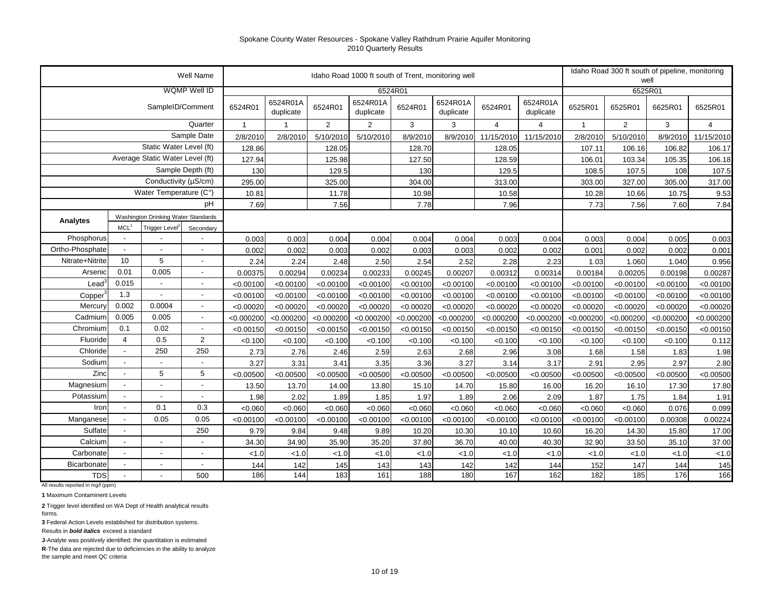# Spokane County Water Resources - Spokane Valley Rathdrum Prairie Aquifer Monitoring
## 2010 Quarterly Results

| | | | Well Name | Idaho Road 1000 ft south of Trent, monitoring well | | | | | | | | Idaho Road 300 ft south of pipeline, monitoring well | | | |
|---|---|---|---|---|---|---|---|---|---|---|---|---|---|---|---|
| | | | WQMP Well ID | 6524R01 | | | | | | | | 6525R01 | | | |
| | | | SampleID/Comment | 6524R01 | 6524R01A duplicate | 6524R01 | 6524R01A duplicate | 6524R01 | 6524R01A duplicate | 6524R01 | 6524R01A duplicate | 6525R01 | 6525R01 | 6625R01 | 6525R01 |
| | | | Quarter | 1 | 1 | 2 | 2 | 3 | 3 | 4 | 4 | 1 | 2 | 3 | 4 |
| | | | Sample Date | 2/8/2010 | 2/8/2010 | 5/10/2010 | 5/10/2010 | 8/9/2010 | 8/9/2010 | 11/15/2010 | 11/15/2010 | 2/8/2010 | 5/10/2010 | 8/9/2010 | 11/15/2010 |
| | | | Static Water Level (ft) | 128.86 | | 128.05 | | 128.70 | | 128.05 | | 107.11 | 106.16 | 106.82 | 106.17 |
| | | | Average Static Water Level (ft) | 127.94 | | 125.98 | | 127.50 | | 128.59 | | 106.01 | 103.34 | 105.35 | 106.18 |
| | | | Sample Depth (ft) | 130 | | 129.5 | | 130 | | 129.5 | | 108.5 | 107.5 | 108 | 107.5 |
| | | | Conductivity (µS/cm) | 295.00 | | 325.00 | | 304.00 | | 313.00 | | 303.00 | 327.00 | 305.00 | 317.00 |
| | | | Water Temperature (C°) | 10.81 | | 11.78 | | 10.98 | | 10.58 | | 10.28 | 10.66 | 10.75 | 9.53 |
| | | | pH | 7.69 | | 7.56 | | 7.78 | | 7.96 | | 7.73 | 7.56 | 7.60 | 7.84 |
| **Analytes** | Washington Drinking Water Standards | | | | | | | | | | | | | | |
| | MCL[1] | Trigger Level[2] | Secondary | | | | | | | | | | | | |
| Phosphorus | - | - | - | 0.003 | 0.003 | 0.004 | 0.004 | 0.004 | 0.004 | 0.003 | 0.004 | 0.003 | 0.004 | 0.005 | 0.003 |
| Ortho-Phosphate | - | - | - | 0.002 | 0.002 | 0.003 | 0.002 | 0.003 | 0.003 | 0.002 | 0.002 | 0.001 | 0.002 | 0.002 | 0.001 |
| Nitrate+Nitrite | 10 | 5 | - | 2.24 | 2.24 | 2.48 | 2.50 | 2.54 | 2.52 | 2.28 | 2.23 | 1.03 | 1.060 | 1.040 | 0.956 |
| Arsenic | 0.01 | 0.005 | - | 0.00375 | 0.00294 | 0.00234 | 0.00233 | 0.00245 | 0.00207 | 0.00312 | 0.00314 | 0.00184 | 0.00205 | 0.00198 | 0.00287 |
| Lead[3] | 0.015 | - | - | <0.00100 | <0.00100 | <0.00100 | <0.00100 | <0.00100 | <0.00100 | <0.00100 | <0.00100 | <0.00100 | <0.00100 | <0.00100 | <0.00100 |
| Copper[3] | 1.3 | - | - | <0.00100 | <0.00100 | <0.00100 | <0.00100 | <0.00100 | <0.00100 | <0.00100 | <0.00100 | <0.00100 | <0.00100 | <0.00100 | <0.00100 |
| Mercury | 0.002 | 0.0004 | - | <0.00020 | <0.00020 | <0.00020 | <0.00020 | <0.00020 | <0.00020 | <0.00020 | <0.00020 | <0.00020 | <0.00020 | <0.00020 | <0.00020 |
| Cadmium | 0.005 | 0.005 | - | <0.000200 | <0.000200 | <0.000200 | <0.000200 | <0.000200 | <0.000200 | <0.000200 | <0.000200 | <0.000200 | <0.000200 | <0.000200 | <0.000200 |
| Chromium | 0.1 | 0.02 | - | <0.00150 | <0.00150 | <0.00150 | <0.00150 | <0.00150 | <0.00150 | <0.00150 | <0.00150 | <0.00150 | <0.00150 | <0.00150 | <0.00150 |
| Fluoride | 4 | 0.5 | 2 | <0.100 | <0.100 | <0.100 | <0.100 | <0.100 | <0.100 | <0.100 | <0.100 | <0.100 | <0.100 | <0.100 | 0.112 |
| Chloride | - | 250 | 250 | 2.73 | 2.76 | 2.46 | 2.59 | 2.63 | 2.68 | 2.96 | 3.08 | 1.68 | 1.58 | 1.83 | 1.98 |
| Sodium | - | - | - | 3.27 | 3.31 | 3.41 | 3.35 | 3.36 | 3.27 | 3.14 | 3.17 | 2.91 | 2.95 | 2.97 | 2.80 |
| Zinc | - | 5 | 5 | <0.00500 | <0.00500 | <0.00500 | <0.00500 | <0.00500 | <0.00500 | <0.00500 | <0.00500 | <0.00500 | <0.00500 | <0.00500 | <0.00500 |
| Magnesium | - | - | - | 13.50 | 13.70 | 14.00 | 13.80 | 15.10 | 14.70 | 15.80 | 16.00 | 16.20 | 16.10 | 17.30 | 17.80 |
| Potassium | - | - | - | 1.98 | 2.02 | 1.89 | 1.85 | 1.97 | 1.89 | 2.06 | 2.09 | 1.87 | 1.75 | 1.84 | 1.91 |
| Iron | - | 0.1 | 0.3 | <0.060 | <0.060 | <0.060 | <0.060 | <0.060 | <0.060 | <0.060 | <0.060 | <0.060 | <0.060 | 0.076 | 0.099 |
| Manganese | - | 0.05 | 0.05 | <0.00100 | <0.00100 | <0.00100 | <0.00100 | <0.00100 | <0.00100 | <0.00100 | <0.00100 | <0.00100 | <0.00100 | 0.00308 | 0.00224 |
| Sulfate | - | | 250 | 9.79 | 9.84 | 9.48 | 9.89 | 10.20 | 10.30 | 10.10 | 10.60 | 16.20 | 14.30 | 15.80 | 17.00 |
| Calcium | - | - | - | 34.30 | 34.90 | 35.90 | 35.20 | 37.80 | 36.70 | 40.00 | 40.30 | 32.90 | 33.50 | 35.10 | 37.00 |
| Carbonate | - | - | - | <1.0 | <1.0 | <1.0 | <1.0 | <1.0 | <1.0 | <1.0 | <1.0 | <1.0 | <1.0 | <1.0 | <1.0 |
| Bicarbonate | - | - | - | 144 | 142 | 145 | 143 | 143 | 142 | 142 | 144 | 152 | 147 | 144 | 145 |
| TDS | - | - | 500 | 186 | 144 | 183 | 161 | 188 | 180 | 167 | 162 | 182 | 185 | 176 | 166 |

All results reported in mg/l (ppm)

**1** Maximum Contaminent Levels

**2** Trigger level identified on WA Dept of Health analytical results forms.

**3** Federal Action Levels established for distribution systems.

Results in ***bold italics*** exceed a standard

**J**-Analyte was positively identified; the quantitation is estimated

**R**-The data are rejected due to deficiencies in the ability to analyze the sample and meet QC criteria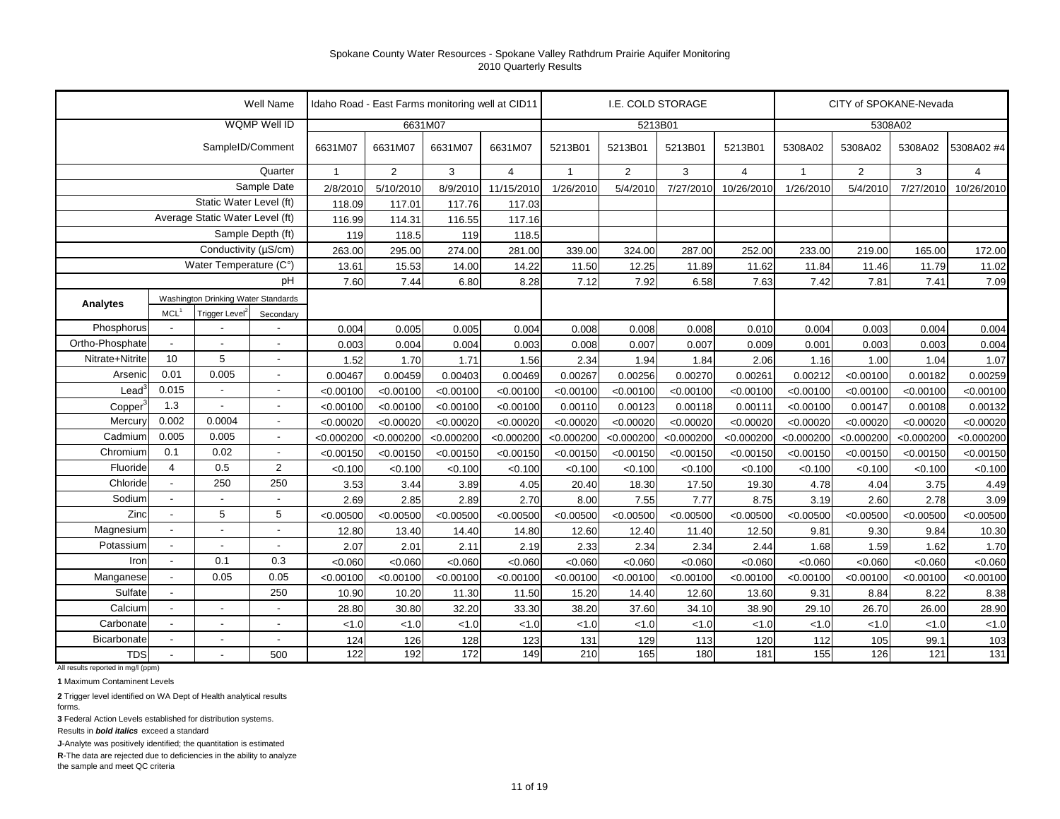Spokane County Water Resources - Spokane Valley Rathdrum Prairie Aquifer Monitoring
2010 Quarterly Results

| | | | Well Name | Idaho Road - East Farms monitoring well at CID11 | | | | I.E. COLD STORAGE | | | | CITY of SPOKANE-Nevada | | | |
|---|---|---|---|---|---|---|---|---|---|---|---|---|---|---|---|
| | | | WQMP Well ID | 6631M07 | | | | 5213B01 | | | | 5308A02 | | | |
| | | | SampleID/Comment | 6631M07 | 6631M07 | 6631M07 | 6631M07 | 5213B01 | 5213B01 | 5213B01 | 5213B01 | 5308A02 | 5308A02 | 5308A02 | 5308A02 #4 |
| | | | Quarter | 1 | 2 | 3 | 4 | 1 | 2 | 3 | 4 | 1 | 2 | 3 | 4 |
| | | | Sample Date | 2/8/2010 | 5/10/2010 | 8/9/2010 | 11/15/2010 | 1/26/2010 | 5/4/2010 | 7/27/2010 | 10/26/2010 | 1/26/2010 | 5/4/2010 | 7/27/2010 | 10/26/2010 |
| | | | Static Water Level (ft) | 118.09 | 117.01 | 117.76 | 117.03 | | | | | | | | |
| | | | Average Static Water Level (ft) | 116.99 | 114.31 | 116.55 | 117.16 | | | | | | | | |
| | | | Sample Depth (ft) | 119 | 118.5 | 119 | 118.5 | | | | | | | | |
| | | | Conductivity (µS/cm) | 263.00 | 295.00 | 274.00 | 281.00 | 339.00 | 324.00 | 287.00 | 252.00 | 233.00 | 219.00 | 165.00 | 172.00 |
| | | | Water Temperature (C°) | 13.61 | 15.53 | 14.00 | 14.22 | 11.50 | 12.25 | 11.89 | 11.62 | 11.84 | 11.46 | 11.79 | 11.02 |
| | | | pH | 7.60 | 7.44 | 6.80 | 8.28 | 7.12 | 7.92 | 6.58 | 7.63 | 7.42 | 7.81 | 7.41 | 7.09 |
| Analytes | Washington Drinking Water Standards | | | | | | | | | | | | | | |
| | MCL[1] | Trigger Level[2] | Secondary | | | | | | | | | | | | |
| Phosphorus | - | - | - | 0.004 | 0.005 | 0.005 | 0.004 | 0.008 | 0.008 | 0.008 | 0.010 | 0.004 | 0.003 | 0.004 | 0.004 |
| Ortho-Phosphate | - | - | - | 0.003 | 0.004 | 0.004 | 0.003 | 0.008 | 0.007 | 0.007 | 0.009 | 0.001 | 0.003 | 0.003 | 0.004 |
| Nitrate+Nitrite | 10 | 5 | - | 1.52 | 1.70 | 1.71 | 1.56 | 2.34 | 1.94 | 1.84 | 2.06 | 1.16 | 1.00 | 1.04 | 1.07 |
| Arsenic | 0.01 | 0.005 | - | 0.00467 | 0.00459 | 0.00403 | 0.00469 | 0.00267 | 0.00256 | 0.00270 | 0.00261 | 0.00212 | <0.00100 | 0.00182 | 0.00259 |
| Lead[3] | 0.015 | - | - | <0.00100 | <0.00100 | <0.00100 | <0.00100 | <0.00100 | <0.00100 | <0.00100 | <0.00100 | <0.00100 | <0.00100 | <0.00100 | <0.00100 |
| Copper[3] | 1.3 | - | - | <0.00100 | <0.00100 | <0.00100 | <0.00100 | 0.00110 | 0.00123 | 0.00118 | 0.00111 | <0.00100 | 0.00147 | 0.00108 | 0.00132 |
| Mercury | 0.002 | 0.0004 | - | <0.00020 | <0.00020 | <0.00020 | <0.00020 | <0.00020 | <0.00020 | <0.00020 | <0.00020 | <0.00020 | <0.00020 | <0.00020 | <0.00020 |
| Cadmium | 0.005 | 0.005 | - | <0.000200 | <0.000200 | <0.000200 | <0.000200 | <0.000200 | <0.000200 | <0.000200 | <0.000200 | <0.000200 | <0.000200 | <0.000200 | <0.000200 |
| Chromium | 0.1 | 0.02 | - | <0.00150 | <0.00150 | <0.00150 | <0.00150 | <0.00150 | <0.00150 | <0.00150 | <0.00150 | <0.00150 | <0.00150 | <0.00150 | <0.00150 |
| Fluoride | 4 | 0.5 | 2 | <0.100 | <0.100 | <0.100 | <0.100 | <0.100 | <0.100 | <0.100 | <0.100 | <0.100 | <0.100 | <0.100 | <0.100 |
| Chloride | - | 250 | 250 | 3.53 | 3.44 | 3.89 | 4.05 | 20.40 | 18.30 | 17.50 | 19.30 | 4.78 | 4.04 | 3.75 | 4.49 |
| Sodium | - | - | - | 2.69 | 2.85 | 2.89 | 2.70 | 8.00 | 7.55 | 7.77 | 8.75 | 3.19 | 2.60 | 2.78 | 3.09 |
| Zinc | - | 5 | 5 | <0.00500 | <0.00500 | <0.00500 | <0.00500 | <0.00500 | <0.00500 | <0.00500 | <0.00500 | <0.00500 | <0.00500 | <0.00500 | <0.00500 |
| Magnesium | - | - | - | 12.80 | 13.40 | 14.40 | 14.80 | 12.60 | 12.40 | 11.40 | 12.50 | 9.81 | 9.30 | 9.84 | 10.30 |
| Potassium | - | - | - | 2.07 | 2.01 | 2.11 | 2.19 | 2.33 | 2.34 | 2.34 | 2.44 | 1.68 | 1.59 | 1.62 | 1.70 |
| Iron | - | 0.1 | 0.3 | <0.060 | <0.060 | <0.060 | <0.060 | <0.060 | <0.060 | <0.060 | <0.060 | <0.060 | <0.060 | <0.060 | <0.060 |
| Manganese | - | 0.05 | 0.05 | <0.00100 | <0.00100 | <0.00100 | <0.00100 | <0.00100 | <0.00100 | <0.00100 | <0.00100 | <0.00100 | <0.00100 | <0.00100 | <0.00100 |
| Sulfate | - | | 250 | 10.90 | 10.20 | 11.30 | 11.50 | 15.20 | 14.40 | 12.60 | 13.60 | 9.31 | 8.84 | 8.22 | 8.38 |
| Calcium | - | - | - | 28.80 | 30.80 | 32.20 | 33.30 | 38.20 | 37.60 | 34.10 | 38.90 | 29.10 | 26.70 | 26.00 | 28.90 |
| Carbonate | - | - | - | <1.0 | <1.0 | <1.0 | <1.0 | <1.0 | <1.0 | <1.0 | <1.0 | <1.0 | <1.0 | <1.0 | <1.0 |
| Bicarbonate | - | - | - | 124 | 126 | 128 | 123 | 131 | 129 | 113 | 120 | 112 | 105 | 99.1 | 103 |
| TDS | - | - | 500 | 122 | 192 | 172 | 149 | 210 | 165 | 180 | 181 | 155 | 126 | 121 | 131 |

All results reported in mg/l (ppm)

**1** Maximum Contaminent Levels

**2** Trigger level identified on WA Dept of Health analytical results forms.

**3** Federal Action Levels established for distribution systems.

Results in ***bold italics*** exceed a standard

**J**-Analyte was positively identified; the quantitation is estimated

**R**-The data are rejected due to deficiencies in the ability to analyze the sample and meet QC criteria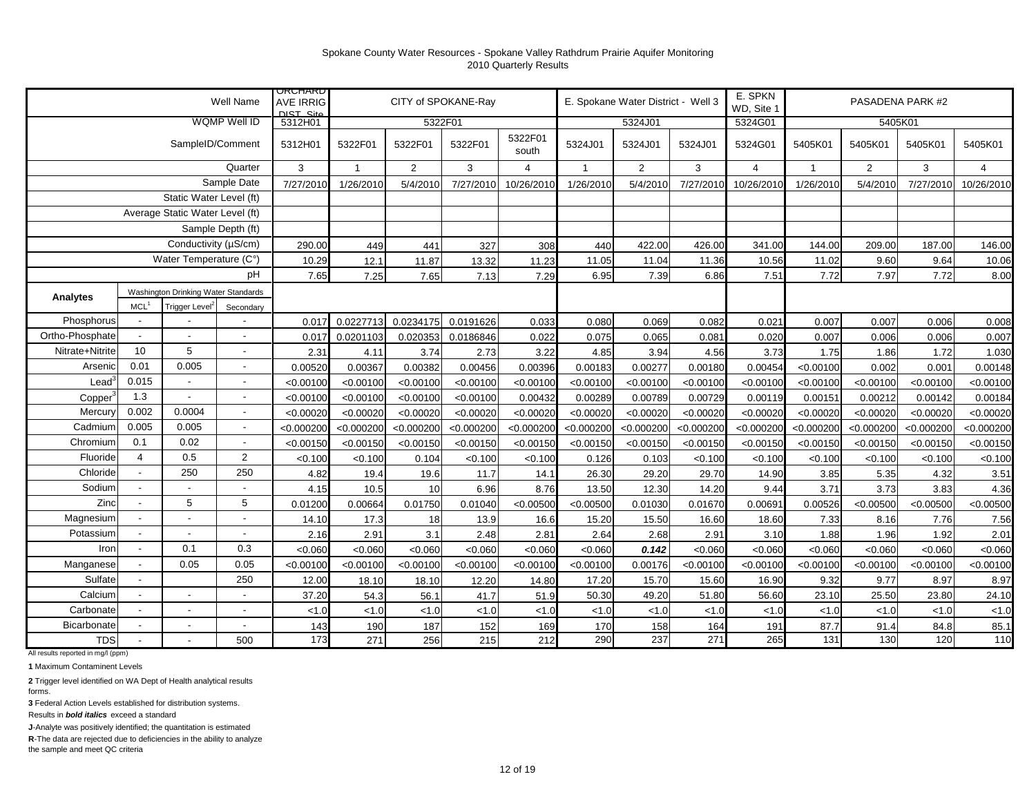Spokane County Water Resources - Spokane Valley Rathdrum Prairie Aquifer Monitoring
2010 Quarterly Results

| | | | Well Name | ORCHARD AVE IRRIG DIST Site | CITY of SPOKANE-Ray | | | | E. Spokane Water District - Well 3 | | | E. SPKN WD, Site 1 | PASADENA PARK #2 | | | |
|---|---|---|---|---|---|---|---|---|---|---|---|---|---|---|---|---|
| | | | WQMP Well ID | 5312H01 | 5322F01 | | | | 5324J01 | | | 5324G01 | 5405K01 | | | |
| | | | SampleID/Comment | 5312H01 | 5322F01 | 5322F01 | 5322F01 | 5322F01 south | 5324J01 | 5324J01 | 5324J01 | 5324G01 | 5405K01 | 5405K01 | 5405K01 | 5405K01 |
| | | | Quarter | 3 | 1 | 2 | 3 | 4 | 1 | 2 | 3 | 4 | 1 | 2 | 3 | 4 |
| | | | Sample Date | 7/27/2010 | 1/26/2010 | 5/4/2010 | 7/27/2010 | 10/26/2010 | 1/26/2010 | 5/4/2010 | 7/27/2010 | 10/26/2010 | 1/26/2010 | 5/4/2010 | 7/27/2010 | 10/26/2010 |
| | | | Static Water Level (ft) | | | | | | | | | | | | | |
| | | | Average Static Water Level (ft) | | | | | | | | | | | | | |
| | | | Sample Depth (ft) | | | | | | | | | | | | | |
| | | | Conductivity (µS/cm) | 290.00 | 449 | 441 | 327 | 308 | 440 | 422.00 | 426.00 | 341.00 | 144.00 | 209.00 | 187.00 | 146.00 |
| | | | Water Temperature (C°) | 10.29 | 12.1 | 11.87 | 13.32 | 11.23 | 11.05 | 11.04 | 11.36 | 10.56 | 11.02 | 9.60 | 9.64 | 10.06 |
| | | | pH | 7.65 | 7.25 | 7.65 | 7.13 | 7.29 | 6.95 | 7.39 | 6.86 | 7.51 | 7.72 | 7.97 | 7.72 | 8.00 |
| Analytes | Washington Drinking Water Standards | | | | | | | | | | | | | | | |
| | MCL[1] | Trigger Level[2] | Secondary | | | | | | | | | | | | | |
| Phosphorus | - | - | - | 0.017 | 0.0227713 | 0.0234175 | 0.0191626 | 0.033 | 0.080 | 0.069 | 0.082 | 0.021 | 0.007 | 0.007 | 0.006 | 0.008 |
| Ortho-Phosphate | - | - | - | 0.017 | 0.0201103 | 0.020353 | 0.0186846 | 0.022 | 0.075 | 0.065 | 0.081 | 0.020 | 0.007 | 0.006 | 0.006 | 0.007 |
| Nitrate+Nitrite | 10 | 5 | - | 2.31 | 4.11 | 3.74 | 2.73 | 3.22 | 4.85 | 3.94 | 4.56 | 3.73 | 1.75 | 1.86 | 1.72 | 1.030 |
| Arsenic | 0.01 | 0.005 | - | 0.00520 | 0.00367 | 0.00382 | 0.00456 | 0.00396 | 0.00183 | 0.00277 | 0.00180 | 0.00454 | <0.00100 | 0.002 | 0.001 | 0.00148 |
| Lead[3] | 0.015 | - | - | <0.00100 | <0.00100 | <0.00100 | <0.00100 | <0.00100 | <0.00100 | <0.00100 | <0.00100 | <0.00100 | <0.00100 | <0.00100 | <0.00100 | <0.00100 |
| Copper[3] | 1.3 | - | - | <0.00100 | <0.00100 | <0.00100 | <0.00100 | 0.00432 | 0.00289 | 0.00789 | 0.00729 | 0.00119 | 0.00151 | 0.00212 | 0.00142 | 0.00184 |
| Mercury | 0.002 | 0.0004 | - | <0.00020 | <0.00020 | <0.00020 | <0.00020 | <0.00020 | <0.00020 | <0.00020 | <0.00020 | <0.00020 | <0.00020 | <0.00020 | <0.00020 | <0.00020 |
| Cadmium | 0.005 | 0.005 | - | <0.000200 | <0.000200 | <0.000200 | <0.000200 | <0.000200 | <0.000200 | <0.000200 | <0.000200 | <0.000200 | <0.000200 | <0.000200 | <0.000200 | <0.000200 |
| Chromium | 0.1 | 0.02 | - | <0.00150 | <0.00150 | <0.00150 | <0.00150 | <0.00150 | <0.00150 | <0.00150 | <0.00150 | <0.00150 | <0.00150 | <0.00150 | <0.00150 | <0.00150 |
| Fluoride | 4 | 0.5 | 2 | <0.100 | <0.100 | 0.104 | <0.100 | <0.100 | 0.126 | 0.103 | <0.100 | <0.100 | <0.100 | <0.100 | <0.100 | <0.100 |
| Chloride | - | 250 | 250 | 4.82 | 19.4 | 19.6 | 11.7 | 14.1 | 26.30 | 29.20 | 29.70 | 14.90 | 3.85 | 5.35 | 4.32 | 3.51 |
| Sodium | - | - | - | 4.15 | 10.5 | 10 | 6.96 | 8.76 | 13.50 | 12.30 | 14.20 | 9.44 | 3.71 | 3.73 | 3.83 | 4.36 |
| Zinc | - | 5 | 5 | 0.01200 | 0.00664 | 0.01750 | 0.01040 | <0.00500 | <0.00500 | 0.01030 | 0.01670 | 0.00691 | 0.00526 | <0.00500 | <0.00500 | <0.00500 |
| Magnesium | - | - | - | 14.10 | 17.3 | 18 | 13.9 | 16.6 | 15.20 | 15.50 | 16.60 | 18.60 | 7.33 | 8.16 | 7.76 | 7.56 |
| Potassium | - | - | - | 2.16 | 2.91 | 3.1 | 2.48 | 2.81 | 2.64 | 2.68 | 2.91 | 3.10 | 1.88 | 1.96 | 1.92 | 2.01 |
| Iron | - | 0.1 | 0.3 | <0.060 | <0.060 | <0.060 | <0.060 | <0.060 | <0.060 | ***0.142*** | <0.060 | <0.060 | <0.060 | <0.060 | <0.060 | <0.060 |
| Manganese | - | 0.05 | 0.05 | <0.00100 | <0.00100 | <0.00100 | <0.00100 | <0.00100 | <0.00100 | 0.00176 | <0.00100 | <0.00100 | <0.00100 | <0.00100 | <0.00100 | <0.00100 |
| Sulfate | - | | 250 | 12.00 | 18.10 | 18.10 | 12.20 | 14.80 | 17.20 | 15.70 | 15.60 | 16.90 | 9.32 | 9.77 | 8.97 | 8.97 |
| Calcium | - | - | - | 37.20 | 54.3 | 56.1 | 41.7 | 51.9 | 50.30 | 49.20 | 51.80 | 56.60 | 23.10 | 25.50 | 23.80 | 24.10 |
| Carbonate | - | - | - | <1.0 | <1.0 | <1.0 | <1.0 | <1.0 | <1.0 | <1.0 | <1.0 | <1.0 | <1.0 | <1.0 | <1.0 | <1.0 |
| Bicarbonate | - | - | - | 143 | 190 | 187 | 152 | 169 | 170 | 158 | 164 | 191 | 87.7 | 91.4 | 84.8 | 85.1 |
| TDS | - | - | 500 | 173 | 271 | 256 | 215 | 212 | 290 | 237 | 271 | 265 | 131 | 130 | 120 | 110 |

All results reported in mg/l (ppm)

**1** Maximum Contaminent Levels

**2** Trigger level identified on WA Dept of Health analytical results forms.

**3** Federal Action Levels established for distribution systems.

Results in ***bold italics*** exceed a standard

**J**-Analyte was positively identified; the quantitation is estimated

**R**-The data are rejected due to deficiencies in the ability to analyze the sample and meet QC criteria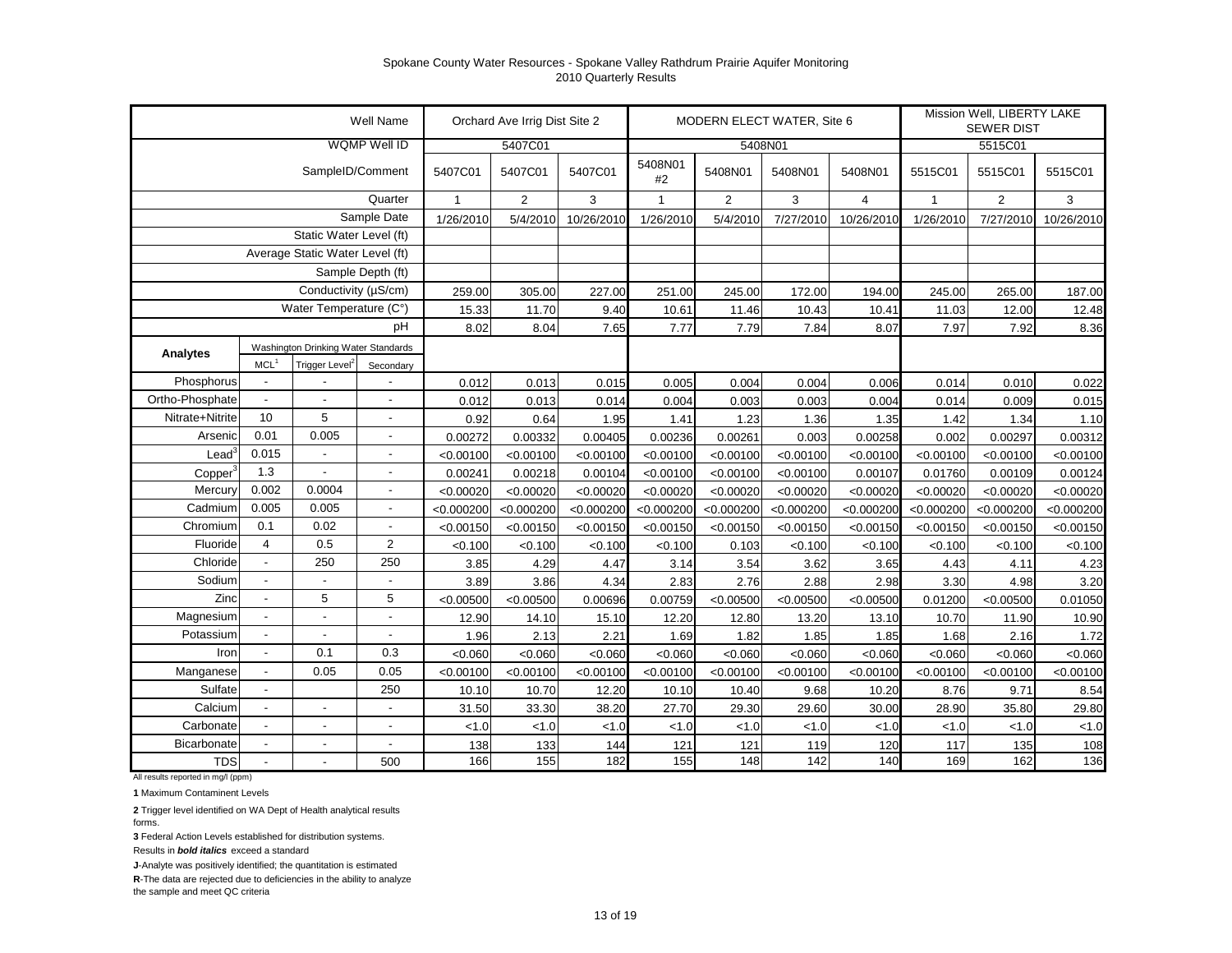Spokane County Water Resources - Spokane Valley Rathdrum Prairie Aquifer Monitoring
2010 Quarterly Results

| | | | Well Name | Orchard Ave Irrig Dist Site 2 | | | MODERN ELECT WATER, Site 6 | | | | Mission Well, LIBERTY LAKE SEWER DIST | | |
|---|---|---|---|---|---|---|---|---|---|---|---|---|---|
| | | | WQMP Well ID | 5407C01 | | | 5408N01 | | | | 5515C01 | | |
| | | | SampleID/Comment | 5407C01 | 5407C01 | 5407C01 | 5408N01 #2 | 5408N01 | 5408N01 | 5408N01 | 5515C01 | 5515C01 | 5515C01 |
| | | | Quarter | 1 | 2 | 3 | 1 | 2 | 3 | 4 | 1 | 2 | 3 |
| | | | Sample Date | 1/26/2010 | 5/4/2010 | 10/26/2010 | 1/26/2010 | 5/4/2010 | 7/27/2010 | 10/26/2010 | 1/26/2010 | 7/27/2010 | 10/26/2010 |
| | | | Static Water Level (ft) | | | | | | | | | | |
| | | | Average Static Water Level (ft) | | | | | | | | | | |
| | | | Sample Depth (ft) | | | | | | | | | | |
| | | | Conductivity (µS/cm) | 259.00 | 305.00 | 227.00 | 251.00 | 245.00 | 172.00 | 194.00 | 245.00 | 265.00 | 187.00 |
| | | | Water Temperature (C°) | 15.33 | 11.70 | 9.40 | 10.61 | 11.46 | 10.43 | 10.41 | 11.03 | 12.00 | 12.48 |
| | | | pH | 8.02 | 8.04 | 7.65 | 7.77 | 7.79 | 7.84 | 8.07 | 7.97 | 7.92 | 8.36 |
| **Analytes** | Washington Drinking Water Standards | | | | | | | | | | | | |
| | MCL[1] | Trigger Level[2] | Secondary | | | | | | | | | | |
| Phosphorus | - | - | - | 0.012 | 0.013 | 0.015 | 0.005 | 0.004 | 0.004 | 0.006 | 0.014 | 0.010 | 0.022 |
| Ortho-Phosphate | - | - | - | 0.012 | 0.013 | 0.014 | 0.004 | 0.003 | 0.003 | 0.004 | 0.014 | 0.009 | 0.015 |
| Nitrate+Nitrite | 10 | 5 | - | 0.92 | 0.64 | 1.95 | 1.41 | 1.23 | 1.36 | 1.35 | 1.42 | 1.34 | 1.10 |
| Arsenic | 0.01 | 0.005 | - | 0.00272 | 0.00332 | 0.00405 | 0.00236 | 0.00261 | 0.003 | 0.00258 | 0.002 | 0.00297 | 0.00312 |
| Lead[3] | 0.015 | - | - | <0.00100 | <0.00100 | <0.00100 | <0.00100 | <0.00100 | <0.00100 | <0.00100 | <0.00100 | <0.00100 | <0.00100 |
| Copper[3] | 1.3 | - | - | 0.00241 | 0.00218 | 0.00104 | <0.00100 | <0.00100 | <0.00100 | 0.00107 | 0.01760 | 0.00109 | 0.00124 |
| Mercury | 0.002 | 0.0004 | - | <0.00020 | <0.00020 | <0.00020 | <0.00020 | <0.00020 | <0.00020 | <0.00020 | <0.00020 | <0.00020 | <0.00020 |
| Cadmium | 0.005 | 0.005 | - | <0.000200 | <0.000200 | <0.000200 | <0.000200 | <0.000200 | <0.000200 | <0.000200 | <0.000200 | <0.000200 | <0.000200 |
| Chromium | 0.1 | 0.02 | - | <0.00150 | <0.00150 | <0.00150 | <0.00150 | <0.00150 | <0.00150 | <0.00150 | <0.00150 | <0.00150 | <0.00150 |
| Fluoride | 4 | 0.5 | 2 | <0.100 | <0.100 | <0.100 | <0.100 | 0.103 | <0.100 | <0.100 | <0.100 | <0.100 | <0.100 |
| Chloride | - | 250 | 250 | 3.85 | 4.29 | 4.47 | 3.14 | 3.54 | 3.62 | 3.65 | 4.43 | 4.11 | 4.23 |
| Sodium | - | - | - | 3.89 | 3.86 | 4.34 | 2.83 | 2.76 | 2.88 | 2.98 | 3.30 | 4.98 | 3.20 |
| Zinc | - | 5 | 5 | <0.00500 | <0.00500 | 0.00696 | 0.00759 | <0.00500 | <0.00500 | <0.00500 | 0.01200 | <0.00500 | 0.01050 |
| Magnesium | - | - | - | 12.90 | 14.10 | 15.10 | 12.20 | 12.80 | 13.20 | 13.10 | 10.70 | 11.90 | 10.90 |
| Potassium | - | - | - | 1.96 | 2.13 | 2.21 | 1.69 | 1.82 | 1.85 | 1.85 | 1.68 | 2.16 | 1.72 |
| Iron | - | 0.1 | 0.3 | <0.060 | <0.060 | <0.060 | <0.060 | <0.060 | <0.060 | <0.060 | <0.060 | <0.060 | <0.060 |
| Manganese | - | 0.05 | 0.05 | <0.00100 | <0.00100 | <0.00100 | <0.00100 | <0.00100 | <0.00100 | <0.00100 | <0.00100 | <0.00100 | <0.00100 |
| Sulfate | - | | 250 | 10.10 | 10.70 | 12.20 | 10.10 | 10.40 | 9.68 | 10.20 | 8.76 | 9.71 | 8.54 |
| Calcium | - | - | - | 31.50 | 33.30 | 38.20 | 27.70 | 29.30 | 29.60 | 30.00 | 28.90 | 35.80 | 29.80 |
| Carbonate | - | - | - | <1.0 | <1.0 | <1.0 | <1.0 | <1.0 | <1.0 | <1.0 | <1.0 | <1.0 | <1.0 |
| Bicarbonate | - | - | - | 138 | 133 | 144 | 121 | 121 | 119 | 120 | 117 | 135 | 108 |
| TDS | - | - | 500 | 166 | 155 | 182 | 155 | 148 | 142 | 140 | 169 | 162 | 136 |

All results reported in mg/l (ppm)

**1** Maximum Contaminent Levels

**2** Trigger level identified on WA Dept of Health analytical results forms.

**3** Federal Action Levels established for distribution systems.

Results in ***bold italics*** exceed a standard

**J**-Analyte was positively identified; the quantitation is estimated

**R**-The data are rejected due to deficiencies in the ability to analyze the sample and meet QC criteria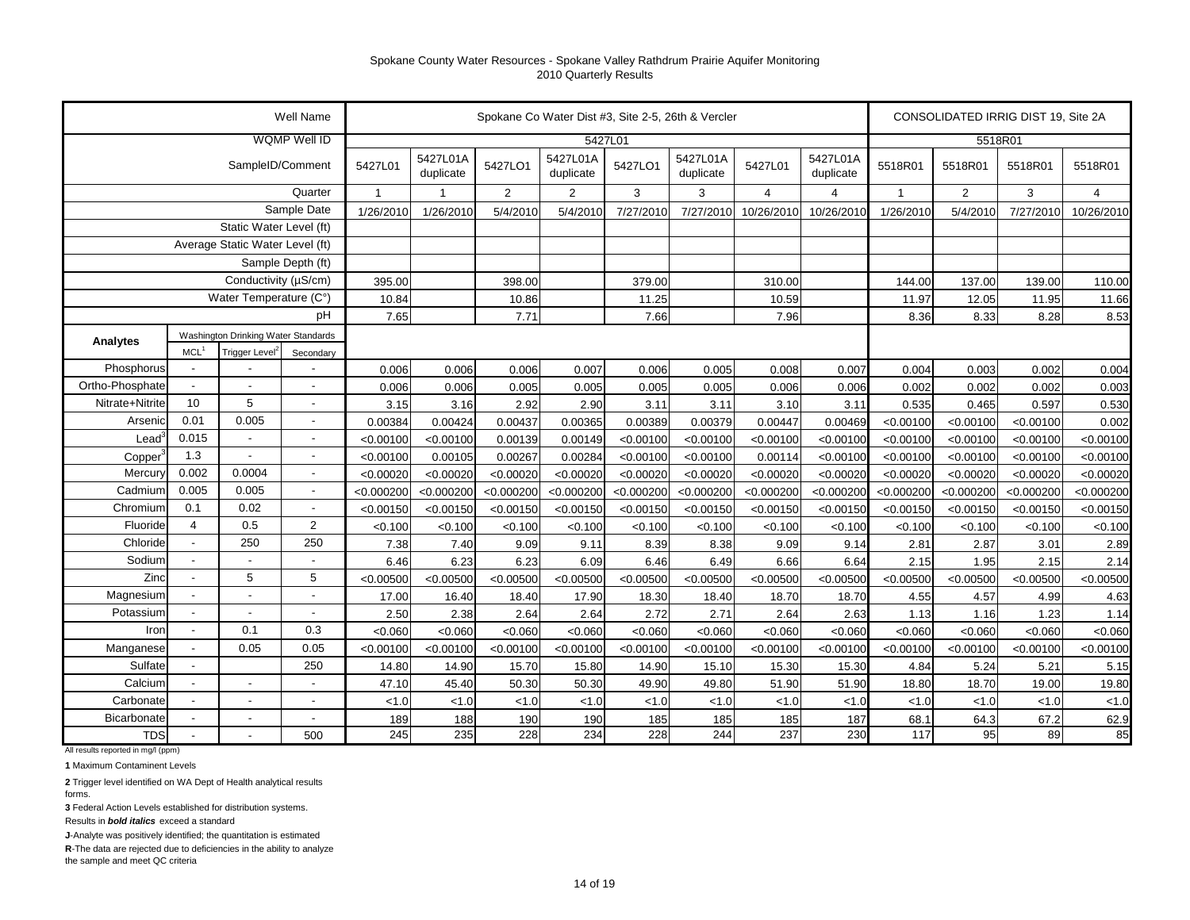Spokane County Water Resources - Spokane Valley Rathdrum Prairie Aquifer Monitoring
2010 Quarterly Results

| | | | Well Name | Spokane Co Water Dist #3, Site 2-5, 26th & Vercler | | | | | | | | CONSOLIDATED IRRIG DIST 19, Site 2A | | | |
|---|---|---|---|---|---|---|---|---|---|---|---|---|---|---|---|
| | | | WQMP Well ID | 5427L01 | | | | | | | | 5518R01 | | | |
| | | | SampleID/Comment | 5427L01 | 5427L01A duplicate | 5427LO1 | 5427L01A duplicate | 5427LO1 | 5427L01A duplicate | 5427L01 | 5427L01A duplicate | 5518R01 | 5518R01 | 5518R01 | 5518R01 |
| | | | Quarter | 1 | 1 | 2 | 2 | 3 | 3 | 4 | 4 | 1 | 2 | 3 | 4 |
| | | | Sample Date | 1/26/2010 | 1/26/2010 | 5/4/2010 | 5/4/2010 | 7/27/2010 | 7/27/2010 | 10/26/2010 | 10/26/2010 | 1/26/2010 | 5/4/2010 | 7/27/2010 | 10/26/2010 |
| | | | Static Water Level (ft) | | | | | | | | | | | | |
| | | | Average Static Water Level (ft) | | | | | | | | | | | | |
| | | | Sample Depth (ft) | | | | | | | | | | | | |
| | | | Conductivity (µS/cm) | 395.00 | | 398.00 | | 379.00 | | 310.00 | | 144.00 | 137.00 | 139.00 | 110.00 |
| | | | Water Temperature (C°) | 10.84 | | 10.86 | | 11.25 | | 10.59 | | 11.97 | 12.05 | 11.95 | 11.66 |
| | | | pH | 7.65 | | 7.71 | | 7.66 | | 7.96 | | 8.36 | 8.33 | 8.28 | 8.53 |
| **Analytes** | Washington Drinking Water Standards: MCL[1] | Trigger Level[2] | Secondary | | | | | | | | | | | | |
| Phosphorus | - | - | - | 0.006 | 0.006 | 0.006 | 0.007 | 0.006 | 0.005 | 0.008 | 0.007 | 0.004 | 0.003 | 0.002 | 0.004 |
| Ortho-Phosphate | - | - | - | 0.006 | 0.006 | 0.005 | 0.005 | 0.005 | 0.005 | 0.006 | 0.006 | 0.002 | 0.002 | 0.002 | 0.003 |
| Nitrate+Nitrite | 10 | 5 | - | 3.15 | 3.16 | 2.92 | 2.90 | 3.11 | 3.11 | 3.10 | 3.11 | 0.535 | 0.465 | 0.597 | 0.530 |
| Arsenic | 0.01 | 0.005 | - | 0.00384 | 0.00424 | 0.00437 | 0.00365 | 0.00389 | 0.00379 | 0.00447 | 0.00469 | <0.00100 | <0.00100 | <0.00100 | 0.002 |
| Lead[3] | 0.015 | - | - | <0.00100 | <0.00100 | 0.00139 | 0.00149 | <0.00100 | <0.00100 | <0.00100 | <0.00100 | <0.00100 | <0.00100 | <0.00100 | <0.00100 |
| Copper[3] | 1.3 | - | - | <0.00100 | 0.00105 | 0.00267 | 0.00284 | <0.00100 | <0.00100 | 0.00114 | <0.00100 | <0.00100 | <0.00100 | <0.00100 | <0.00100 |
| Mercury | 0.002 | 0.0004 | - | <0.00020 | <0.00020 | <0.00020 | <0.00020 | <0.00020 | <0.00020 | <0.00020 | <0.00020 | <0.00020 | <0.00020 | <0.00020 | <0.00020 |
| Cadmium | 0.005 | 0.005 | - | <0.000200 | <0.000200 | <0.000200 | <0.000200 | <0.000200 | <0.000200 | <0.000200 | <0.000200 | <0.000200 | <0.000200 | <0.000200 | <0.000200 |
| Chromium | 0.1 | 0.02 | - | <0.00150 | <0.00150 | <0.00150 | <0.00150 | <0.00150 | <0.00150 | <0.00150 | <0.00150 | <0.00150 | <0.00150 | <0.00150 | <0.00150 |
| Fluoride | 4 | 0.5 | 2 | <0.100 | <0.100 | <0.100 | <0.100 | <0.100 | <0.100 | <0.100 | <0.100 | <0.100 | <0.100 | <0.100 | <0.100 |
| Chloride | - | 250 | 250 | 7.38 | 7.40 | 9.09 | 9.11 | 8.39 | 8.38 | 9.09 | 9.14 | 2.81 | 2.87 | 3.01 | 2.89 |
| Sodium | - | - | - | 6.46 | 6.23 | 6.23 | 6.09 | 6.46 | 6.49 | 6.66 | 6.64 | 2.15 | 1.95 | 2.15 | 2.14 |
| Zinc | - | 5 | 5 | <0.00500 | <0.00500 | <0.00500 | <0.00500 | <0.00500 | <0.00500 | <0.00500 | <0.00500 | <0.00500 | <0.00500 | <0.00500 | <0.00500 |
| Magnesium | - | - | - | 17.00 | 16.40 | 18.40 | 17.90 | 18.30 | 18.40 | 18.70 | 18.70 | 4.55 | 4.57 | 4.99 | 4.63 |
| Potassium | - | - | - | 2.50 | 2.38 | 2.64 | 2.64 | 2.72 | 2.71 | 2.64 | 2.63 | 1.13 | 1.16 | 1.23 | 1.14 |
| Iron | - | 0.1 | 0.3 | <0.060 | <0.060 | <0.060 | <0.060 | <0.060 | <0.060 | <0.060 | <0.060 | <0.060 | <0.060 | <0.060 | <0.060 |
| Manganese | - | 0.05 | 0.05 | <0.00100 | <0.00100 | <0.00100 | <0.00100 | <0.00100 | <0.00100 | <0.00100 | <0.00100 | <0.00100 | <0.00100 | <0.00100 | <0.00100 |
| Sulfate | - | | 250 | 14.80 | 14.90 | 15.70 | 15.80 | 14.90 | 15.10 | 15.30 | 15.30 | 4.84 | 5.24 | 5.21 | 5.15 |
| Calcium | - | - | - | 47.10 | 45.40 | 50.30 | 50.30 | 49.90 | 49.80 | 51.90 | 51.90 | 18.80 | 18.70 | 19.00 | 19.80 |
| Carbonate | - | - | - | <1.0 | <1.0 | <1.0 | <1.0 | <1.0 | <1.0 | <1.0 | <1.0 | <1.0 | <1.0 | <1.0 | <1.0 |
| Bicarbonate | - | - | - | 189 | 188 | 190 | 190 | 185 | 185 | 185 | 187 | 68.1 | 64.3 | 67.2 | 62.9 |
| TDS | - | - | 500 | 245 | 235 | 228 | 234 | 228 | 244 | 237 | 230 | 117 | 95 | 89 | 85 |

All results reported in mg/l (ppm)

**1** Maximum Contaminent Levels

**2** Trigger level identified on WA Dept of Health analytical results forms.

**3** Federal Action Levels established for distribution systems.

Results in ***bold italics*** exceed a standard

**J**-Analyte was positively identified; the quantitation is estimated

**R**-The data are rejected due to deficiencies in the ability to analyze the sample and meet QC criteria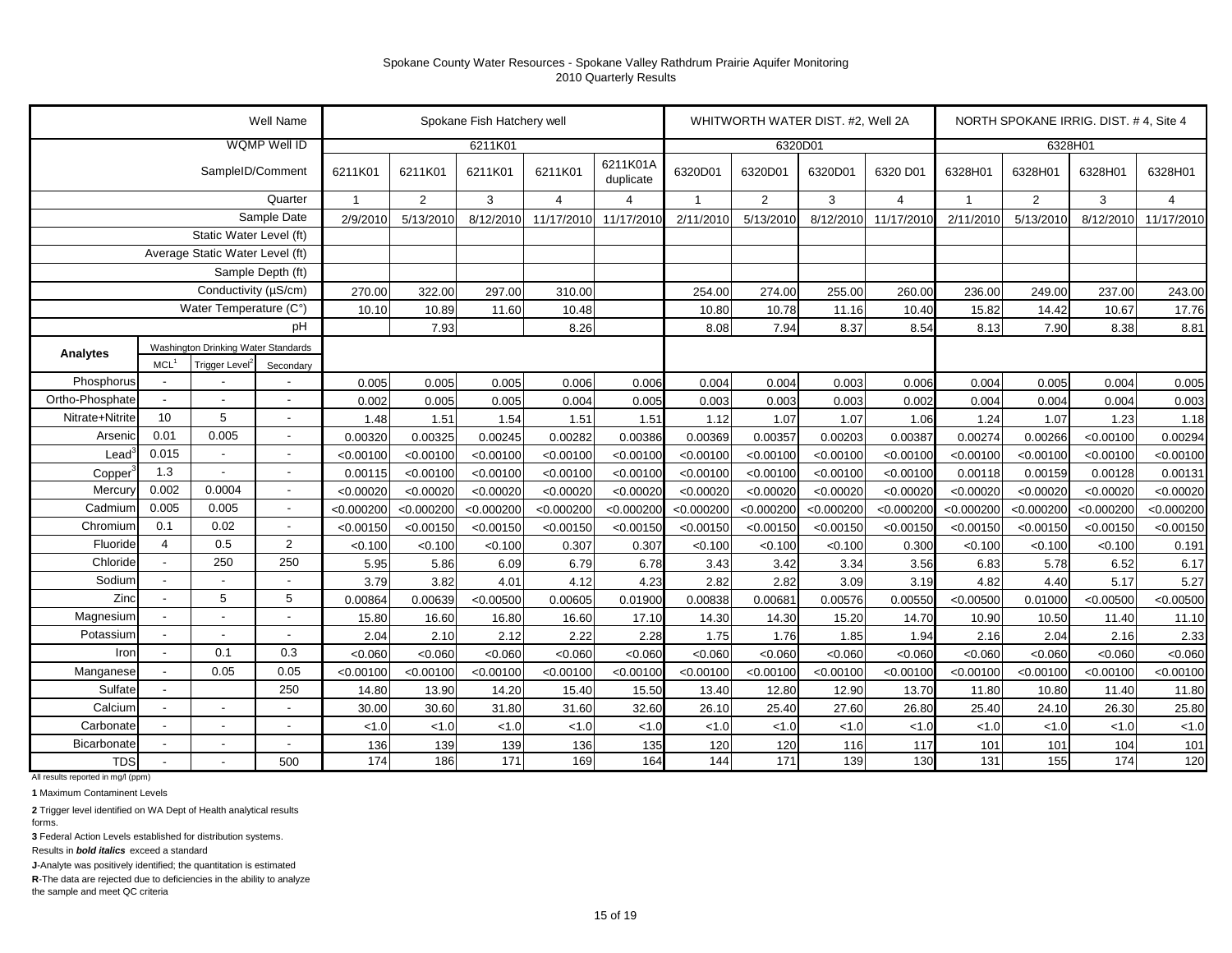Spokane County Water Resources - Spokane Valley Rathdrum Prairie Aquifer Monitoring
2010 Quarterly Results

| | | | Well Name | Spokane Fish Hatchery well | | | | | WHITWORTH WATER DIST. #2, Well 2A | | | | NORTH SPOKANE IRRIG. DIST. # 4, Site 4 | | | |
|---|---|---|---|---|---|---|---|---|---|---|---|---|---|---|---|---|
| | | | WQMP Well ID | 6211K01 | | | | | 6320D01 | | | | 6328H01 | | | |
| | | | SampleID/Comment | 6211K01 | 6211K01 | 6211K01 | 6211K01 | 6211K01A duplicate | 6320D01 | 6320D01 | 6320D01 | 6320 D01 | 6328H01 | 6328H01 | 6328H01 | 6328H01 |
| | | | Quarter | 1 | 2 | 3 | 4 | 4 | 1 | 2 | 3 | 4 | 1 | 2 | 3 | 4 |
| | | | Sample Date | 2/9/2010 | 5/13/2010 | 8/12/2010 | 11/17/2010 | 11/17/2010 | 2/11/2010 | 5/13/2010 | 8/12/2010 | 11/17/2010 | 2/11/2010 | 5/13/2010 | 8/12/2010 | 11/17/2010 |
| | | | Static Water Level (ft) | | | | | | | | | | | | | |
| | | | Average Static Water Level (ft) | | | | | | | | | | | | | |
| | | | Sample Depth (ft) | | | | | | | | | | | | | |
| | | | Conductivity (µS/cm) | 270.00 | 322.00 | 297.00 | 310.00 | | 254.00 | 274.00 | 255.00 | 260.00 | 236.00 | 249.00 | 237.00 | 243.00 |
| | | | Water Temperature (C°) | 10.10 | 10.89 | 11.60 | 10.48 | | 10.80 | 10.78 | 11.16 | 10.40 | 15.82 | 14.42 | 10.67 | 17.76 |
| | | | pH | | 7.93 | | 8.26 | | 8.08 | 7.94 | 8.37 | 8.54 | 8.13 | 7.90 | 8.38 | 8.81 |
| Analytes | Washington Drinking Water Standards | | | | | | | | | | | | | | | |
| | MCL[1] | Trigger Level[2] | Secondary | | | | | | | | | | | | | |
| Phosphorus | - | - | - | 0.005 | 0.005 | 0.005 | 0.006 | 0.006 | 0.004 | 0.004 | 0.003 | 0.006 | 0.004 | 0.005 | 0.004 | 0.005 |
| Ortho-Phosphate | - | - | - | 0.002 | 0.005 | 0.005 | 0.004 | 0.005 | 0.003 | 0.003 | 0.003 | 0.002 | 0.004 | 0.004 | 0.004 | 0.003 |
| Nitrate+Nitrite | 10 | 5 | - | 1.48 | 1.51 | 1.54 | 1.51 | 1.51 | 1.12 | 1.07 | 1.07 | 1.06 | 1.24 | 1.07 | 1.23 | 1.18 |
| Arsenic | 0.01 | 0.005 | - | 0.00320 | 0.00325 | 0.00245 | 0.00282 | 0.00386 | 0.00369 | 0.00357 | 0.00203 | 0.00387 | 0.00274 | 0.00266 | <0.00100 | 0.00294 |
| Lead[3] | 0.015 | - | - | <0.00100 | <0.00100 | <0.00100 | <0.00100 | <0.00100 | <0.00100 | <0.00100 | <0.00100 | <0.00100 | <0.00100 | <0.00100 | <0.00100 | <0.00100 |
| Copper[3] | 1.3 | - | - | 0.00115 | <0.00100 | <0.00100 | <0.00100 | <0.00100 | <0.00100 | <0.00100 | <0.00100 | <0.00100 | 0.00118 | 0.00159 | 0.00128 | 0.00131 |
| Mercury | 0.002 | 0.0004 | - | <0.00020 | <0.00020 | <0.00020 | <0.00020 | <0.00020 | <0.00020 | <0.00020 | <0.00020 | <0.00020 | <0.00020 | <0.00020 | <0.00020 | <0.00020 |
| Cadmium | 0.005 | 0.005 | - | <0.000200 | <0.000200 | <0.000200 | <0.000200 | <0.000200 | <0.000200 | <0.000200 | <0.000200 | <0.000200 | <0.000200 | <0.000200 | <0.000200 | <0.000200 |
| Chromium | 0.1 | 0.02 | - | <0.00150 | <0.00150 | <0.00150 | <0.00150 | <0.00150 | <0.00150 | <0.00150 | <0.00150 | <0.00150 | <0.00150 | <0.00150 | <0.00150 | <0.00150 |
| Fluoride | 4 | 0.5 | 2 | <0.100 | <0.100 | <0.100 | 0.307 | 0.307 | <0.100 | <0.100 | <0.100 | 0.300 | <0.100 | <0.100 | <0.100 | 0.191 |
| Chloride | - | 250 | 250 | 5.95 | 5.86 | 6.09 | 6.79 | 6.78 | 3.43 | 3.42 | 3.34 | 3.56 | 6.83 | 5.78 | 6.52 | 6.17 |
| Sodium | - | - | - | 3.79 | 3.82 | 4.01 | 4.12 | 4.23 | 2.82 | 2.82 | 3.09 | 3.19 | 4.82 | 4.40 | 5.17 | 5.27 |
| Zinc | - | 5 | 5 | 0.00864 | 0.00639 | <0.00500 | 0.00605 | 0.01900 | 0.00838 | 0.00681 | 0.00576 | 0.00550 | <0.00500 | 0.01000 | <0.00500 | <0.00500 |
| Magnesium | - | - | - | 15.80 | 16.60 | 16.80 | 16.60 | 17.10 | 14.30 | 14.30 | 15.20 | 14.70 | 10.90 | 10.50 | 11.40 | 11.10 |
| Potassium | - | - | - | 2.04 | 2.10 | 2.12 | 2.22 | 2.28 | 1.75 | 1.76 | 1.85 | 1.94 | 2.16 | 2.04 | 2.16 | 2.33 |
| Iron | - | 0.1 | 0.3 | <0.060 | <0.060 | <0.060 | <0.060 | <0.060 | <0.060 | <0.060 | <0.060 | <0.060 | <0.060 | <0.060 | <0.060 | <0.060 |
| Manganese | - | 0.05 | 0.05 | <0.00100 | <0.00100 | <0.00100 | <0.00100 | <0.00100 | <0.00100 | <0.00100 | <0.00100 | <0.00100 | <0.00100 | <0.00100 | <0.00100 | <0.00100 |
| Sulfate | - | | 250 | 14.80 | 13.90 | 14.20 | 15.40 | 15.50 | 13.40 | 12.80 | 12.90 | 13.70 | 11.80 | 10.80 | 11.40 | 11.80 |
| Calcium | - | - | - | 30.00 | 30.60 | 31.80 | 31.60 | 32.60 | 26.10 | 25.40 | 27.60 | 26.80 | 25.40 | 24.10 | 26.30 | 25.80 |
| Carbonate | - | - | - | <1.0 | <1.0 | <1.0 | <1.0 | <1.0 | <1.0 | <1.0 | <1.0 | <1.0 | <1.0 | <1.0 | <1.0 | <1.0 |
| Bicarbonate | - | - | - | 136 | 139 | 139 | 136 | 135 | 120 | 120 | 116 | 117 | 101 | 101 | 104 | 101 |
| TDS | - | - | 500 | 174 | 186 | 171 | 169 | 164 | 144 | 171 | 139 | 130 | 131 | 155 | 174 | 120 |

All results reported in mg/l (ppm)

**1** Maximum Contaminent Levels

**2** Trigger level identified on WA Dept of Health analytical results forms.

**3** Federal Action Levels established for distribution systems.

Results in ***bold italics*** exceed a standard

**J**-Analyte was positively identified; the quantitation is estimated

**R**-The data are rejected due to deficiencies in the ability to analyze the sample and meet QC criteria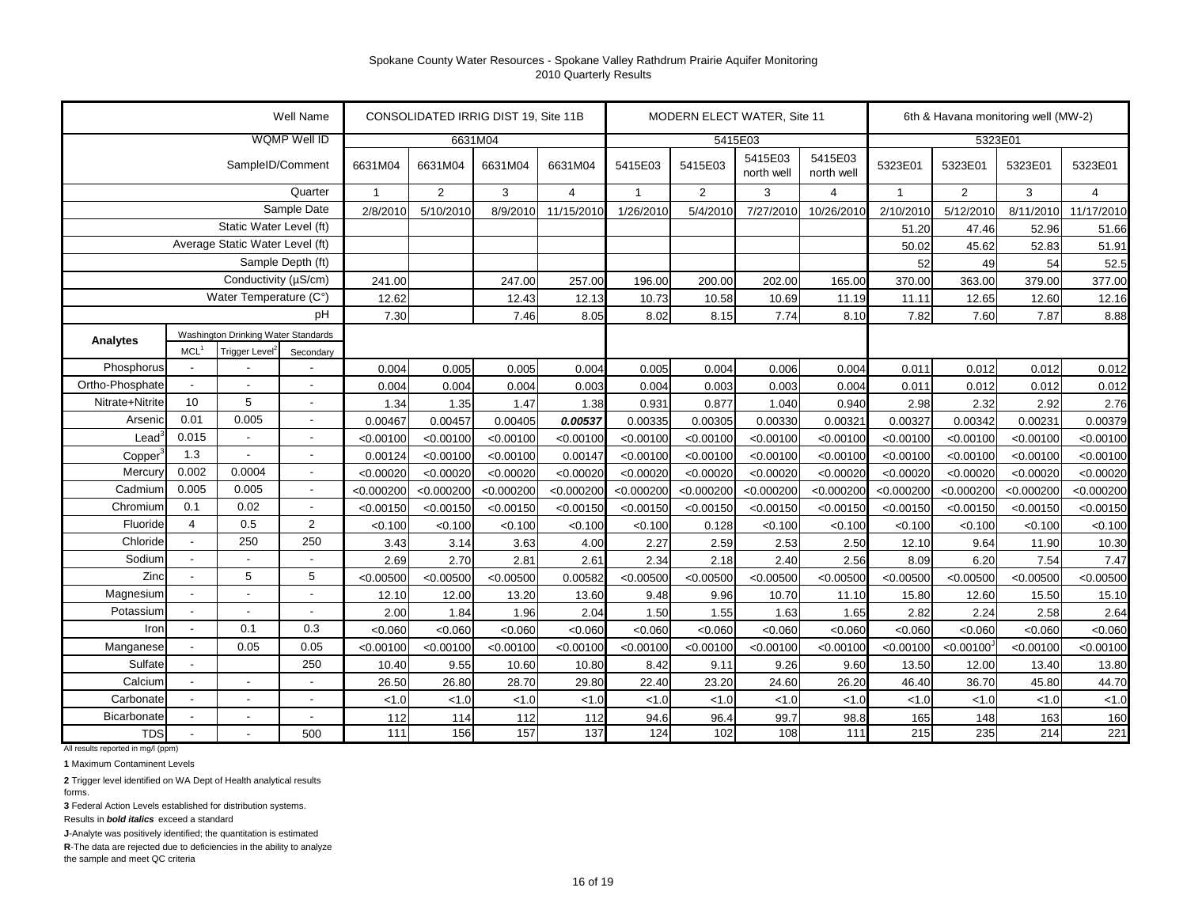Spokane County Water Resources - Spokane Valley Rathdrum Prairie Aquifer Monitoring
2010 Quarterly Results

| | | | Well Name | CONSOLIDATED IRRIG DIST 19, Site 11B | | | | MODERN ELECT WATER, Site 11 | | | | 6th & Havana monitoring well (MW-2) | | | |
|---|---|---|---|---|---|---|---|---|---|---|---|---|---|---|---|
| | | | WQMP Well ID | 6631M04 | | | | 5415E03 | | | | 5323E01 | | | |
| | | | SampleID/Comment | 6631M04 | 6631M04 | 6631M04 | 6631M04 | 5415E03 | 5415E03 | 5415E03 north well | 5415E03 north well | 5323E01 | 5323E01 | 5323E01 | 5323E01 |
| | | | Quarter | 1 | 2 | 3 | 4 | 1 | 2 | 3 | 4 | 1 | 2 | 3 | 4 |
| | | | Sample Date | 2/8/2010 | 5/10/2010 | 8/9/2010 | 11/15/2010 | 1/26/2010 | 5/4/2010 | 7/27/2010 | 10/26/2010 | 2/10/2010 | 5/12/2010 | 8/11/2010 | 11/17/2010 |
| | | | Static Water Level (ft) | | | | | | | | | 51.20 | 47.46 | 52.96 | 51.66 |
| | | | Average Static Water Level (ft) | | | | | | | | | 50.02 | 45.62 | 52.83 | 51.91 |
| | | | Sample Depth (ft) | | | | | | | | | 52 | 49 | 54 | 52.5 |
| | | | Conductivity (µS/cm) | 241.00 | | 247.00 | 257.00 | 196.00 | 200.00 | 202.00 | 165.00 | 370.00 | 363.00 | 379.00 | 377.00 |
| | | | Water Temperature (C°) | 12.62 | | 12.43 | 12.13 | 10.73 | 10.58 | 10.69 | 11.19 | 11.11 | 12.65 | 12.60 | 12.16 |
| | | | pH | 7.30 | | 7.46 | 8.05 | 8.02 | 8.15 | 7.74 | 8.10 | 7.82 | 7.60 | 7.87 | 8.88 |
| **Analytes** | Washington Drinking Water Standards: MCL[1] | Trigger Level[2] | Secondary | | | | | | | | | | | | |
| Phosphorus | - | - | - | 0.004 | 0.005 | 0.005 | 0.004 | 0.005 | 0.004 | 0.006 | 0.004 | 0.011 | 0.012 | 0.012 | 0.012 |
| Ortho-Phosphate | - | - | - | 0.004 | 0.004 | 0.004 | 0.003 | 0.004 | 0.003 | 0.003 | 0.004 | 0.011 | 0.012 | 0.012 | 0.012 |
| Nitrate+Nitrite | 10 | 5 | - | 1.34 | 1.35 | 1.47 | 1.38 | 0.931 | 0.877 | 1.040 | 0.940 | 2.98 | 2.32 | 2.92 | 2.76 |
| Arsenic | 0.01 | 0.005 | - | 0.00467 | 0.00457 | 0.00405 | ***0.00537*** | 0.00335 | 0.00305 | 0.00330 | 0.00321 | 0.00327 | 0.00342 | 0.00231 | 0.00379 |
| Lead[3] | 0.015 | - | - | <0.00100 | <0.00100 | <0.00100 | <0.00100 | <0.00100 | <0.00100 | <0.00100 | <0.00100 | <0.00100 | <0.00100 | <0.00100 | <0.00100 |
| Copper[3] | 1.3 | - | - | 0.00124 | <0.00100 | <0.00100 | 0.00147 | <0.00100 | <0.00100 | <0.00100 | <0.00100 | <0.00100 | <0.00100 | <0.00100 | <0.00100 |
| Mercury | 0.002 | 0.0004 | - | <0.00020 | <0.00020 | <0.00020 | <0.00020 | <0.00020 | <0.00020 | <0.00020 | <0.00020 | <0.00020 | <0.00020 | <0.00020 | <0.00020 |
| Cadmium | 0.005 | 0.005 | - | <0.000200 | <0.000200 | <0.000200 | <0.000200 | <0.000200 | <0.000200 | <0.000200 | <0.000200 | <0.000200 | <0.000200 | <0.000200 | <0.000200 |
| Chromium | 0.1 | 0.02 | - | <0.00150 | <0.00150 | <0.00150 | <0.00150 | <0.00150 | <0.00150 | <0.00150 | <0.00150 | <0.00150 | <0.00150 | <0.00150 | <0.00150 |
| Fluoride | 4 | 0.5 | 2 | <0.100 | <0.100 | <0.100 | <0.100 | <0.100 | 0.128 | <0.100 | <0.100 | <0.100 | <0.100 | <0.100 | <0.100 |
| Chloride | - | 250 | 250 | 3.43 | 3.14 | 3.63 | 4.00 | 2.27 | 2.59 | 2.53 | 2.50 | 12.10 | 9.64 | 11.90 | 10.30 |
| Sodium | - | - | - | 2.69 | 2.70 | 2.81 | 2.61 | 2.34 | 2.18 | 2.40 | 2.56 | 8.09 | 6.20 | 7.54 | 7.47 |
| Zinc | - | 5 | 5 | <0.00500 | <0.00500 | <0.00500 | 0.00582 | <0.00500 | <0.00500 | <0.00500 | <0.00500 | <0.00500 | <0.00500 | <0.00500 | <0.00500 |
| Magnesium | - | - | - | 12.10 | 12.00 | 13.20 | 13.60 | 9.48 | 9.96 | 10.70 | 11.10 | 15.80 | 12.60 | 15.50 | 15.10 |
| Potassium | - | - | - | 2.00 | 1.84 | 1.96 | 2.04 | 1.50 | 1.55 | 1.63 | 1.65 | 2.82 | 2.24 | 2.58 | 2.64 |
| Iron | - | 0.1 | 0.3 | <0.060 | <0.060 | <0.060 | <0.060 | <0.060 | <0.060 | <0.060 | <0.060 | <0.060 | <0.060 | <0.060 | <0.060 |
| Manganese | - | 0.05 | 0.05 | <0.00100 | <0.00100 | <0.00100 | <0.00100 | <0.00100 | <0.00100 | <0.00100 | <0.00100 | <0.00100 | <0.00100[J] | <0.00100 | <0.00100 |
| Sulfate | - | | 250 | 10.40 | 9.55 | 10.60 | 10.80 | 8.42 | 9.11 | 9.26 | 9.60 | 13.50 | 12.00 | 13.40 | 13.80 |
| Calcium | - | - | - | 26.50 | 26.80 | 28.70 | 29.80 | 22.40 | 23.20 | 24.60 | 26.20 | 46.40 | 36.70 | 45.80 | 44.70 |
| Carbonate | - | - | - | <1.0 | <1.0 | <1.0 | <1.0 | <1.0 | <1.0 | <1.0 | <1.0 | <1.0 | <1.0 | <1.0 | <1.0 |
| Bicarbonate | - | - | - | 112 | 114 | 112 | 112 | 94.6 | 96.4 | 99.7 | 98.8 | 165 | 148 | 163 | 160 |
| TDS | - | - | 500 | 111 | 156 | 157 | 137 | 124 | 102 | 108 | 111 | 215 | 235 | 214 | 221 |

All results reported in mg/l (ppm)

**1** Maximum Contaminent Levels

**2** Trigger level identified on WA Dept of Health analytical results forms.

**3** Federal Action Levels established for distribution systems.

Results in ***bold italics*** exceed a standard

**J**-Analyte was positively identified; the quantitation is estimated

**R**-The data are rejected due to deficiencies in the ability to analyze the sample and meet QC criteria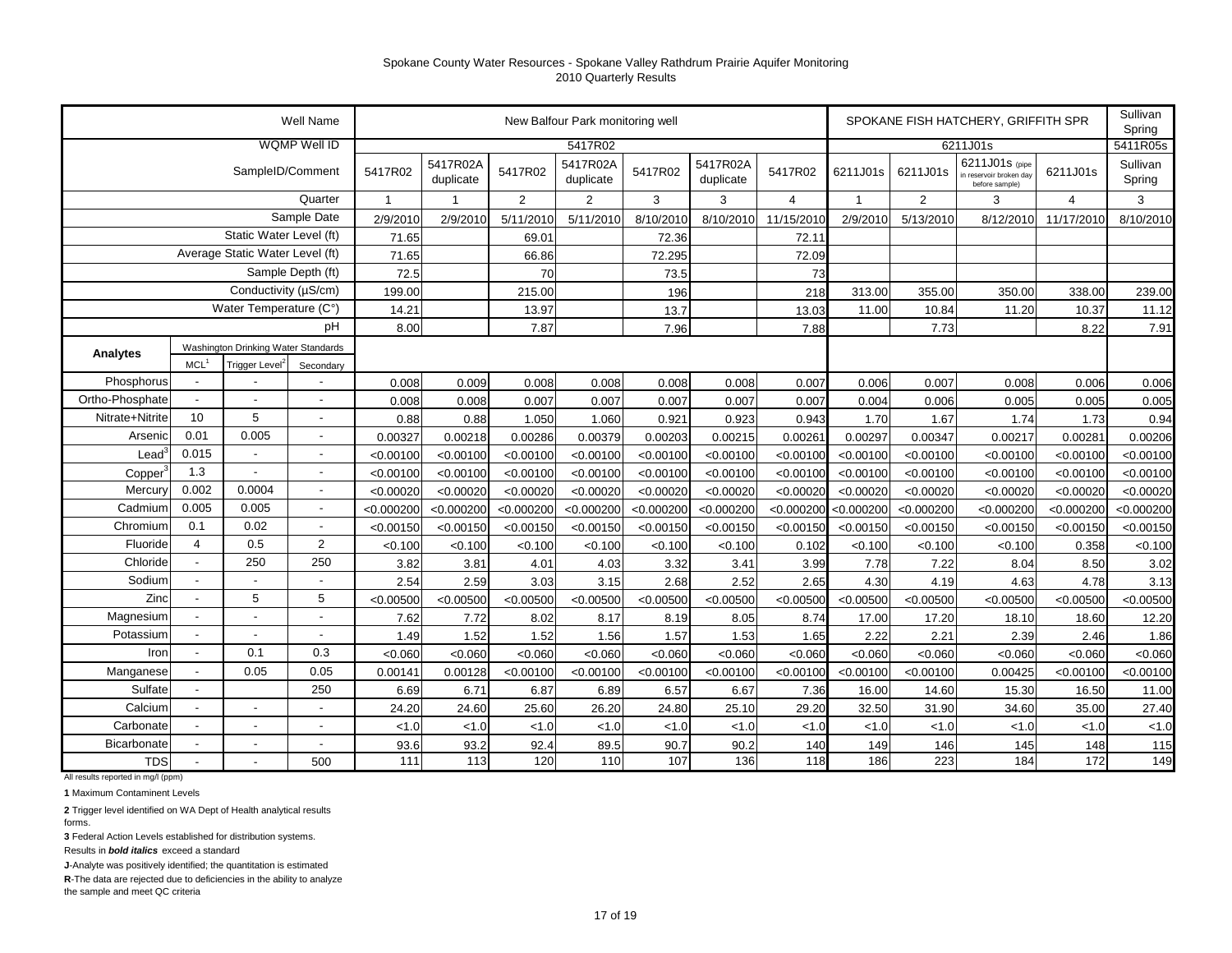Spokane County Water Resources - Spokane Valley Rathdrum Prairie Aquifer Monitoring
2010 Quarterly Results

| | | | Well Name | New Balfour Park monitoring well | | | | | | | SPOKANE FISH HATCHERY, GRIFFITH SPR | | | | Sullivan Spring |
|---|---|---|---|---|---|---|---|---|---|---|---|---|---|---|---|
| | | | WQMP Well ID | 5417R02 | | | | | | | 6211J01s | | | | 5411R05s |
| | | | SampleID/Comment | 5417R02 | 5417R02A duplicate | 5417R02 | 5417R02A duplicate | 5417R02 | 5417R02A duplicate | 5417R02 | 6211J01s | 6211J01s | 6211J01s (pipe in reservoir broken day before sample) | 6211J01s | Sullivan Spring |
| | | | Quarter | 1 | 1 | 2 | 2 | 3 | 3 | 4 | 1 | 2 | 3 | 4 | 3 |
| | | | Sample Date | 2/9/2010 | 2/9/2010 | 5/11/2010 | 5/11/2010 | 8/10/2010 | 8/10/2010 | 11/15/2010 | 2/9/2010 | 5/13/2010 | 8/12/2010 | 11/17/2010 | 8/10/2010 |
| | | | Static Water Level (ft) | 71.65 | | 69.01 | | 72.36 | | 72.11 | | | | | |
| | | | Average Static Water Level (ft) | 71.65 | | 66.86 | | 72.295 | | 72.09 | | | | | |
| | | | Sample Depth (ft) | 72.5 | | 70 | | 73.5 | | 73 | | | | | |
| | | | Conductivity (µS/cm) | 199.00 | | 215.00 | | 196 | | 218 | 313.00 | 355.00 | 350.00 | 338.00 | 239.00 |
| | | | Water Temperature (C°) | 14.21 | | 13.97 | | 13.7 | | 13.03 | 11.00 | 10.84 | 11.20 | 10.37 | 11.12 |
| | | | pH | 8.00 | | 7.87 | | 7.96 | | 7.88 | | 7.73 | | 8.22 | 7.91 |
| **Analytes** | Washington Drinking Water Standards | | | | | | | | | | | | | | |
| | MCL[1] | Trigger Level[2] | Secondary | | | | | | | | | | | | |
| Phosphorus | - | - | - | 0.008 | 0.009 | 0.008 | 0.008 | 0.008 | 0.008 | 0.007 | 0.006 | 0.007 | 0.008 | 0.006 | 0.006 |
| Ortho-Phosphate | - | - | - | 0.008 | 0.008 | 0.007 | 0.007 | 0.007 | 0.007 | 0.007 | 0.004 | 0.006 | 0.005 | 0.005 | 0.005 |
| Nitrate+Nitrite | 10 | 5 | - | 0.88 | 0.88 | 1.050 | 1.060 | 0.921 | 0.923 | 0.943 | 1.70 | 1.67 | 1.74 | 1.73 | 0.94 |
| Arsenic | 0.01 | 0.005 | - | 0.00327 | 0.00218 | 0.00286 | 0.00379 | 0.00203 | 0.00215 | 0.00261 | 0.00297 | 0.00347 | 0.00217 | 0.00281 | 0.00206 |
| Lead[3] | 0.015 | - | - | <0.00100 | <0.00100 | <0.00100 | <0.00100 | <0.00100 | <0.00100 | <0.00100 | <0.00100 | <0.00100 | <0.00100 | <0.00100 | <0.00100 |
| Copper[3] | 1.3 | - | - | <0.00100 | <0.00100 | <0.00100 | <0.00100 | <0.00100 | <0.00100 | <0.00100 | <0.00100 | <0.00100 | <0.00100 | <0.00100 | <0.00100 |
| Mercury | 0.002 | 0.0004 | - | <0.00020 | <0.00020 | <0.00020 | <0.00020 | <0.00020 | <0.00020 | <0.00020 | <0.00020 | <0.00020 | <0.00020 | <0.00020 | <0.00020 |
| Cadmium | 0.005 | 0.005 | - | <0.000200 | <0.000200 | <0.000200 | <0.000200 | <0.000200 | <0.000200 | <0.000200 | <0.000200 | <0.000200 | <0.000200 | <0.000200 | <0.000200 |
| Chromium | 0.1 | 0.02 | - | <0.00150 | <0.00150 | <0.00150 | <0.00150 | <0.00150 | <0.00150 | <0.00150 | <0.00150 | <0.00150 | <0.00150 | <0.00150 | <0.00150 |
| Fluoride | 4 | 0.5 | 2 | <0.100 | <0.100 | <0.100 | <0.100 | <0.100 | <0.100 | 0.102 | <0.100 | <0.100 | <0.100 | 0.358 | <0.100 |
| Chloride | - | 250 | 250 | 3.82 | 3.81 | 4.01 | 4.03 | 3.32 | 3.41 | 3.99 | 7.78 | 7.22 | 8.04 | 8.50 | 3.02 |
| Sodium | - | - | - | 2.54 | 2.59 | 3.03 | 3.15 | 2.68 | 2.52 | 2.65 | 4.30 | 4.19 | 4.63 | 4.78 | 3.13 |
| Zinc | - | 5 | 5 | <0.00500 | <0.00500 | <0.00500 | <0.00500 | <0.00500 | <0.00500 | <0.00500 | <0.00500 | <0.00500 | <0.00500 | <0.00500 | <0.00500 |
| Magnesium | - | - | - | 7.62 | 7.72 | 8.02 | 8.17 | 8.19 | 8.05 | 8.74 | 17.00 | 17.20 | 18.10 | 18.60 | 12.20 |
| Potassium | - | - | - | 1.49 | 1.52 | 1.52 | 1.56 | 1.57 | 1.53 | 1.65 | 2.22 | 2.21 | 2.39 | 2.46 | 1.86 |
| Iron | - | 0.1 | 0.3 | <0.060 | <0.060 | <0.060 | <0.060 | <0.060 | <0.060 | <0.060 | <0.060 | <0.060 | <0.060 | <0.060 | <0.060 |
| Manganese | - | 0.05 | 0.05 | 0.00141 | 0.00128 | <0.00100 | <0.00100 | <0.00100 | <0.00100 | <0.00100 | <0.00100 | <0.00100 | 0.00425 | <0.00100 | <0.00100 |
| Sulfate | - | | 250 | 6.69 | 6.71 | 6.87 | 6.89 | 6.57 | 6.67 | 7.36 | 16.00 | 14.60 | 15.30 | 16.50 | 11.00 |
| Calcium | - | - | - | 24.20 | 24.60 | 25.60 | 26.20 | 24.80 | 25.10 | 29.20 | 32.50 | 31.90 | 34.60 | 35.00 | 27.40 |
| Carbonate | - | - | - | <1.0 | <1.0 | <1.0 | <1.0 | <1.0 | <1.0 | <1.0 | <1.0 | <1.0 | <1.0 | <1.0 | <1.0 |
| Bicarbonate | - | - | - | 93.6 | 93.2 | 92.4 | 89.5 | 90.7 | 90.2 | 140 | 149 | 146 | 145 | 148 | 115 |
| TDS | - | - | 500 | 111 | 113 | 120 | 110 | 107 | 136 | 118 | 186 | 223 | 184 | 172 | 149 |

All results reported in mg/l (ppm)

**1** Maximum Contaminent Levels

**2** Trigger level identified on WA Dept of Health analytical results forms.

**3** Federal Action Levels established for distribution systems.

Results in ***bold italics*** exceed a standard

**J**-Analyte was positively identified; the quantitation is estimated

**R**-The data are rejected due to deficiencies in the ability to analyze the sample and meet QC criteria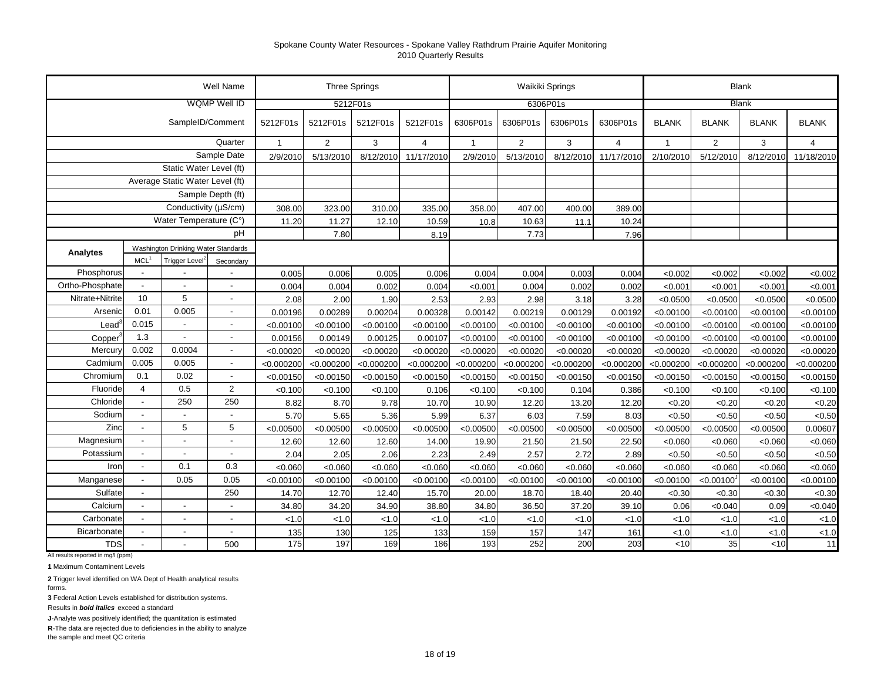Spokane County Water Resources - Spokane Valley Rathdrum Prairie Aquifer Monitoring
2010 Quarterly Results

| | | | Well Name | Three Springs | | | | Waikiki Springs | | | | Blank | | | |
|---|---|---|---|---|---|---|---|---|---|---|---|---|---|---|---|
| | | | WQMP Well ID | 5212F01s | | | | 6306P01s | | | | Blank | | | |
| | | | SampleID/Comment | 5212F01s | 5212F01s | 5212F01s | 5212F01s | 6306P01s | 6306P01s | 6306P01s | 6306P01s | BLANK | BLANK | BLANK | BLANK |
| | | | Quarter | 1 | 2 | 3 | 4 | 1 | 2 | 3 | 4 | 1 | 2 | 3 | 4 |
| | | | Sample Date | 2/9/2010 | 5/13/2010 | 8/12/2010 | 11/17/2010 | 2/9/2010 | 5/13/2010 | 8/12/2010 | 11/17/2010 | 2/10/2010 | 5/12/2010 | 8/12/2010 | 11/18/2010 |
| | | | Static Water Level (ft) | | | | | | | | | | | | |
| | | | Average Static Water Level (ft) | | | | | | | | | | | | |
| | | | Sample Depth (ft) | | | | | | | | | | | | |
| | | | Conductivity (µS/cm) | 308.00 | 323.00 | 310.00 | 335.00 | 358.00 | 407.00 | 400.00 | 389.00 | | | | |
| | | | Water Temperature (C°) | 11.20 | 11.27 | 12.10 | 10.59 | 10.8 | 10.63 | 11.1 | 10.24 | | | | |
| | | | pH | | 7.80 | | 8.19 | | 7.73 | | 7.96 | | | | |
| **Analytes** | Washington Drinking Water Standards: MCL[1] | Trigger Level[2] | Secondary | | | | | | | | | | | | |
| Phosphorus | - | - | - | 0.005 | 0.006 | 0.005 | 0.006 | 0.004 | 0.004 | 0.003 | 0.004 | <0.002 | <0.002 | <0.002 | <0.002 |
| Ortho-Phosphate | - | - | - | 0.004 | 0.004 | 0.002 | 0.004 | <0.001 | 0.004 | 0.002 | 0.002 | <0.001 | <0.001 | <0.001 | <0.001 |
| Nitrate+Nitrite | 10 | 5 | - | 2.08 | 2.00 | 1.90 | 2.53 | 2.93 | 2.98 | 3.18 | 3.28 | <0.0500 | <0.0500 | <0.0500 | <0.0500 |
| Arsenic | 0.01 | 0.005 | - | 0.00196 | 0.00289 | 0.00204 | 0.00328 | 0.00142 | 0.00219 | 0.00129 | 0.00192 | <0.00100 | <0.00100 | <0.00100 | <0.00100 |
| Lead[3] | 0.015 | - | - | <0.00100 | <0.00100 | <0.00100 | <0.00100 | <0.00100 | <0.00100 | <0.00100 | <0.00100 | <0.00100 | <0.00100 | <0.00100 | <0.00100 |
| Copper[3] | 1.3 | - | - | 0.00156 | 0.00149 | 0.00125 | 0.00107 | <0.00100 | <0.00100 | <0.00100 | <0.00100 | <0.00100 | <0.00100 | <0.00100 | <0.00100 |
| Mercury | 0.002 | 0.0004 | - | <0.00020 | <0.00020 | <0.00020 | <0.00020 | <0.00020 | <0.00020 | <0.00020 | <0.00020 | <0.00020 | <0.00020 | <0.00020 | <0.00020 |
| Cadmium | 0.005 | 0.005 | - | <0.000200 | <0.000200 | <0.000200 | <0.000200 | <0.000200 | <0.000200 | <0.000200 | <0.000200 | <0.000200 | <0.000200 | <0.000200 | <0.000200 |
| Chromium | 0.1 | 0.02 | - | <0.00150 | <0.00150 | <0.00150 | <0.00150 | <0.00150 | <0.00150 | <0.00150 | <0.00150 | <0.00150 | <0.00150 | <0.00150 | <0.00150 |
| Fluoride | 4 | 0.5 | 2 | <0.100 | <0.100 | <0.100 | 0.106 | <0.100 | <0.100 | 0.104 | 0.386 | <0.100 | <0.100 | <0.100 | <0.100 |
| Chloride | - | 250 | 250 | 8.82 | 8.70 | 9.78 | 10.70 | 10.90 | 12.20 | 13.20 | 12.20 | <0.20 | <0.20 | <0.20 | <0.20 |
| Sodium | - | - | - | 5.70 | 5.65 | 5.36 | 5.99 | 6.37 | 6.03 | 7.59 | 8.03 | <0.50 | <0.50 | <0.50 | <0.50 |
| Zinc | - | 5 | 5 | <0.00500 | <0.00500 | <0.00500 | <0.00500 | <0.00500 | <0.00500 | <0.00500 | <0.00500 | <0.00500 | <0.00500 | <0.00500 | 0.00607 |
| Magnesium | - | - | - | 12.60 | 12.60 | 12.60 | 14.00 | 19.90 | 21.50 | 21.50 | 22.50 | <0.060 | <0.060 | <0.060 | <0.060 |
| Potassium | - | - | - | 2.04 | 2.05 | 2.06 | 2.23 | 2.49 | 2.57 | 2.72 | 2.89 | <0.50 | <0.50 | <0.50 | <0.50 |
| Iron | - | 0.1 | 0.3 | <0.060 | <0.060 | <0.060 | <0.060 | <0.060 | <0.060 | <0.060 | <0.060 | <0.060 | <0.060 | <0.060 | <0.060 |
| Manganese | - | 0.05 | 0.05 | <0.00100 | <0.00100 | <0.00100 | <0.00100 | <0.00100 | <0.00100 | <0.00100 | <0.00100 | <0.00100 | <0.00100[J] | <0.00100 | <0.00100 |
| Sulfate | - | | 250 | 14.70 | 12.70 | 12.40 | 15.70 | 20.00 | 18.70 | 18.40 | 20.40 | <0.30 | <0.30 | <0.30 | <0.30 |
| Calcium | - | - | - | 34.80 | 34.20 | 34.90 | 38.80 | 34.80 | 36.50 | 37.20 | 39.10 | 0.06 | <0.040 | 0.09 | <0.040 |
| Carbonate | - | - | - | <1.0 | <1.0 | <1.0 | <1.0 | <1.0 | <1.0 | <1.0 | <1.0 | <1.0 | <1.0 | <1.0 | <1.0 |
| Bicarbonate | - | - | - | 135 | 130 | 125 | 133 | 159 | 157 | 147 | 161 | <1.0 | <1.0 | <1.0 | <1.0 |
| TDS | - | - | 500 | 175 | 197 | 169 | 186 | 193 | 252 | 200 | 203 | <10 | 35 | <10 | 11 |

All results reported in mg/l (ppm)

**1** Maximum Contaminent Levels

**2** Trigger level identified on WA Dept of Health analytical results forms.

**3** Federal Action Levels established for distribution systems.

Results in ***bold italics*** exceed a standard

**J**-Analyte was positively identified; the quantitation is estimated

**R**-The data are rejected due to deficiencies in the ability to analyze the sample and meet QC criteria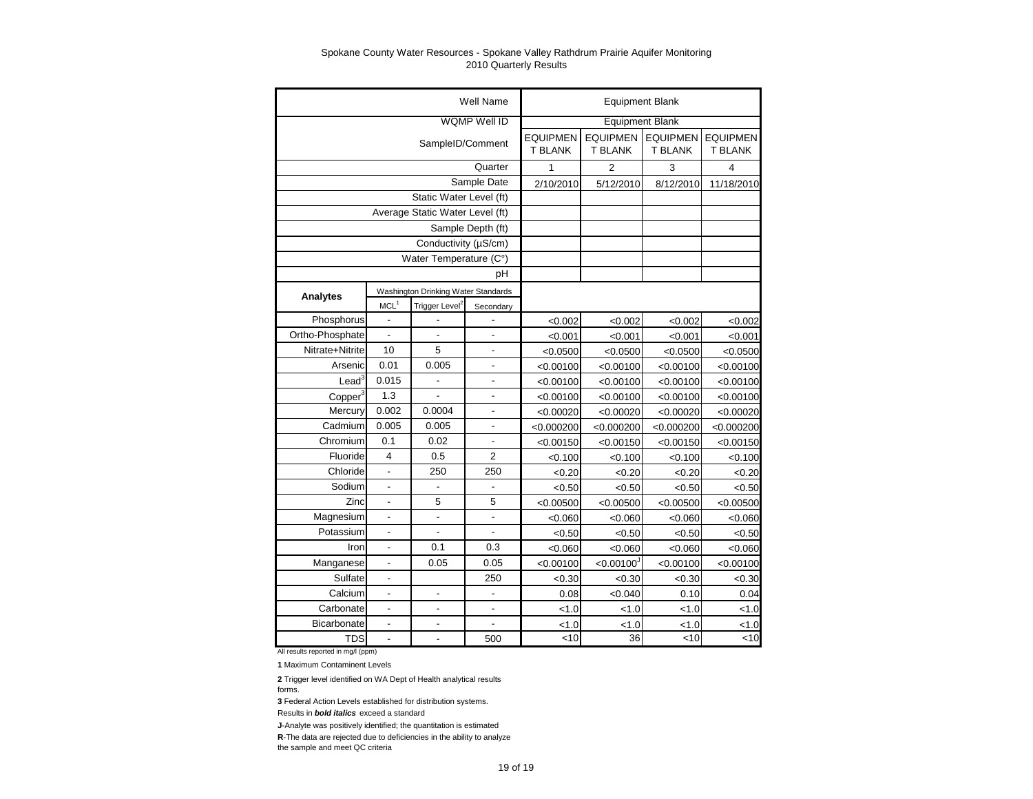Spokane County Water Resources - Spokane Valley Rathdrum Prairie Aquifer Monitoring
2010 Quarterly Results

| | | | Well Name | Equipment Blank | | | |
|---|---|---|---|---|---|---|---|
| | | | WQMP Well ID | Equipment Blank | | | |
| | | | SampleID/Comment | EQUIPMENT BLANK | EQUIPMENT BLANK | EQUIPMENT BLANK | EQUIPMENT BLANK |
| | | | Quarter | 1 | 2 | 3 | 4 |
| | | | Sample Date | 2/10/2010 | 5/12/2010 | 8/12/2010 | 11/18/2010 |
| | | | Static Water Level (ft) | | | | |
| | | | Average Static Water Level (ft) | | | | |
| | | | Sample Depth (ft) | | | | |
| | | | Conductivity (µS/cm) | | | | |
| | | | Water Temperature (C°) | | | | |
| | | | pH | | | | |
| **Analytes** | Washington Drinking Water Standards | | | | | | |
| | MCL[1] | Trigger Level[2] | Secondary | | | | |
| Phosphorus | - | - | - | <0.002 | <0.002 | <0.002 | <0.002 |
| Ortho-Phosphate | - | - | - | <0.001 | <0.001 | <0.001 | <0.001 |
| Nitrate+Nitrite | 10 | 5 | - | <0.0500 | <0.0500 | <0.0500 | <0.0500 |
| Arsenic | 0.01 | 0.005 | - | <0.00100 | <0.00100 | <0.00100 | <0.00100 |
| Lead[3] | 0.015 | - | - | <0.00100 | <0.00100 | <0.00100 | <0.00100 |
| Copper[3] | 1.3 | - | - | <0.00100 | <0.00100 | <0.00100 | <0.00100 |
| Mercury | 0.002 | 0.0004 | - | <0.00020 | <0.00020 | <0.00020 | <0.00020 |
| Cadmium | 0.005 | 0.005 | - | <0.000200 | <0.000200 | <0.000200 | <0.000200 |
| Chromium | 0.1 | 0.02 | - | <0.00150 | <0.00150 | <0.00150 | <0.00150 |
| Fluoride | 4 | 0.5 | 2 | <0.100 | <0.100 | <0.100 | <0.100 |
| Chloride | - | 250 | 250 | <0.20 | <0.20 | <0.20 | <0.20 |
| Sodium | - | - | - | <0.50 | <0.50 | <0.50 | <0.50 |
| Zinc | - | 5 | 5 | <0.00500 | <0.00500 | <0.00500 | <0.00500 |
| Magnesium | - | - | - | <0.060 | <0.060 | <0.060 | <0.060 |
| Potassium | - | - | - | <0.50 | <0.50 | <0.50 | <0.50 |
| Iron | - | 0.1 | 0.3 | <0.060 | <0.060 | <0.060 | <0.060 |
| Manganese | - | 0.05 | 0.05 | <0.00100 | <0.00100[J] | <0.00100 | <0.00100 |
| Sulfate | - | | 250 | <0.30 | <0.30 | <0.30 | <0.30 |
| Calcium | - | - | - | 0.08 | <0.040 | 0.10 | 0.04 |
| Carbonate | - | - | - | <1.0 | <1.0 | <1.0 | <1.0 |
| Bicarbonate | - | - | - | <1.0 | <1.0 | <1.0 | <1.0 |
| TDS | - | - | 500 | <10 | 36 | <10 | <10 |

All results reported in mg/l (ppm)

**1** Maximum Contaminent Levels

**2** Trigger level identified on WA Dept of Health analytical results forms.

**3** Federal Action Levels established for distribution systems.

Results in ***bold italics*** exceed a standard

**J**-Analyte was positively identified; the quantitation is estimated

**R**-The data are rejected due to deficiencies in the ability to analyze the sample and meet QC criteria